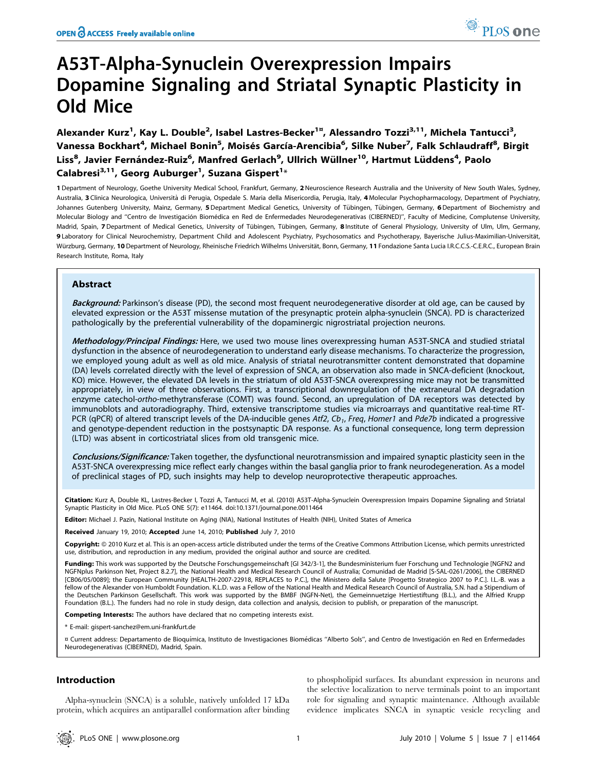# A53T-Alpha-Synuclein Overexpression Impairs Dopamine Signaling and Striatal Synaptic Plasticity in Old Mice

**Alexander Kurz[1], Kay L. Double[2], Isabel Lastres-Becker[1¤], Alessandro Tozzi[3,11], Michela Tantucci[3], Vanessa Bockhart[4], Michael Bonin[5], Moisés García-Arencibia[6], Silke Nuber[7], Falk Schlaudraff[8], Birgit Liss[8], Javier Fernández-Ruiz[6], Manfred Gerlach[9], Ullrich Wüllner[10], Hartmut Lüddens[4], Paolo Calabresi[3,11], Georg Auburger[1], Suzana Gispert[1]***

1 Department of Neurology, Goethe University Medical School, Frankfurt, Germany, 2 Neuroscience Research Australia and the University of New South Wales, Sydney, Australia, 3 Clinica Neurologica, Università di Perugia, Ospedale S. Maria della Misericordia, Perugia, Italy, 4 Molecular Psychopharmacology, Department of Psychiatry, Johannes Gutenberg University, Mainz, Germany, 5 Department Medical Genetics, University of Tübingen, Tübingen, Germany, 6 Department of Biochemistry and Molecular Biology and "Centro de Investigación Biomédica en Red de Enfermedades Neurodegenerativas (CIBERNED)", Faculty of Medicine, Complutense University, Madrid, Spain, 7 Department of Medical Genetics, University of Tübingen, Tübingen, Germany, 8 Institute of General Physiology, University of Ulm, Ulm, Germany, 9 Laboratory for Clinical Neurochemistry, Department Child and Adolescent Psychiatry, Psychosomatics and Psychotherapy, Bayerische Julius-Maximilian-Universität, Würzburg, Germany, 10 Department of Neurology, Rheinische Friedrich Wilhelms Universität, Bonn, Germany, 11 Fondazione Santa Lucia I.R.C.C.S.-C.E.R.C., European Brain Research Institute, Roma, Italy

## Abstract

***Background:*** Parkinson's disease (PD), the second most frequent neurodegenerative disorder at old age, can be caused by elevated expression or the A53T missense mutation of the presynaptic protein alpha-synuclein (SNCA). PD is characterized pathologically by the preferential vulnerability of the dopaminergic nigrostriatal projection neurons.

***Methodology/Principal Findings:*** Here, we used two mouse lines overexpressing human A53T-SNCA and studied striatal dysfunction in the absence of neurodegeneration to understand early disease mechanisms. To characterize the progression, we employed young adult as well as old mice. Analysis of striatal neurotransmitter content demonstrated that dopamine (DA) levels correlated directly with the level of expression of SNCA, an observation also made in SNCA-deficient (knockout, KO) mice. However, the elevated DA levels in the striatum of old A53T-SNCA overexpressing mice may not be transmitted appropriately, in view of three observations. First, a transcriptional downregulation of the extraneural DA degradation enzyme catechol-*ortho*-methytransferase (COMT) was found. Second, an upregulation of DA receptors was detected by immunoblots and autoradiography. Third, extensive transcriptome studies via microarrays and quantitative real-time RT-PCR (qPCR) of altered transcript levels of the DA-inducible genes *Atf2*, *Cb$_1$*, *Freq*, *Homer1* and *Pde7b* indicated a progressive and genotype-dependent reduction in the postsynaptic DA response. As a functional consequence, long term depression (LTD) was absent in corticostriatal slices from old transgenic mice.

***Conclusions/Significance:*** Taken together, the dysfunctional neurotransmission and impaired synaptic plasticity seen in the A53T-SNCA overexpressing mice reflect early changes within the basal ganglia prior to frank neurodegeneration. As a model of preclinical stages of PD, such insights may help to develop neuroprotective therapeutic approaches.

**Citation:** Kurz A, Double KL, Lastres-Becker I, Tozzi A, Tantucci M, et al. (2010) A53T-Alpha-Synuclein Overexpression Impairs Dopamine Signaling and Striatal Synaptic Plasticity in Old Mice. PLoS ONE 5(7): e11464. doi:10.1371/journal.pone.0011464

**Editor:** Michael J. Pazin, National Institute on Aging (NIA), National Institutes of Health (NIH), United States of America

**Received** January 19, 2010; **Accepted** June 14, 2010; **Published** July 7, 2010

**Copyright:** © 2010 Kurz et al. This is an open-access article distributed under the terms of the Creative Commons Attribution License, which permits unrestricted use, distribution, and reproduction in any medium, provided the original author and source are credited.

**Funding:** This work was supported by the Deutsche Forschungsgemeinschaft [GI 342/3-1], the Bundesministerium fuer Forschung und Technologie [NGFN2 and NGFNplus Parkinson Net, Project 8.2.7], the National Health and Medical Research Council of Australia; Comunidad de Madrid [S-SAL-0261/2006], the CIBERNED [CB06/05/0089]; the European Community [HEALTH-2007-22918, REPLACES to P.C.], the Ministero della Salute [Progetto Strategico 2007 to P.C.]. I.L.-B. was a fellow of the Alexander von Humboldt Foundation. K.L.D. was a Fellow of the National Health and Medical Research Council of Australia, S.N. had a Stipendium of the Deutschen Parkinson Gesellschaft. This work was supported by the BMBF (NGFN-Net), the Gemeinnuetzige Hertiestiftung (B.L.), and the Alfried Krupp Foundation (B.L.). The funders had no role in study design, data collection and analysis, decision to publish, or preparation of the manuscript.

**Competing Interests:** The authors have declared that no competing interests exist.

* E-mail: gispert-sanchez@em.uni-frankfurt.de

¤ Current address: Departamento de Bioquímica, Instituto de Investigaciones Biomédicas "Alberto Sols", and Centro de Investigación en Red en Enfermedades Neurodegenerativas (CIBERNED), Madrid, Spain.

## Introduction

Alpha-synuclein (SNCA) is a soluble, natively unfolded 17 kDa protein, which acquires an antiparallel conformation after binding to phospholipid surfaces. Its abundant expression in neurons and the selective localization to nerve terminals point to an important role for signaling and synaptic maintenance. Although available evidence implicates SNCA in synaptic vesicle recycling and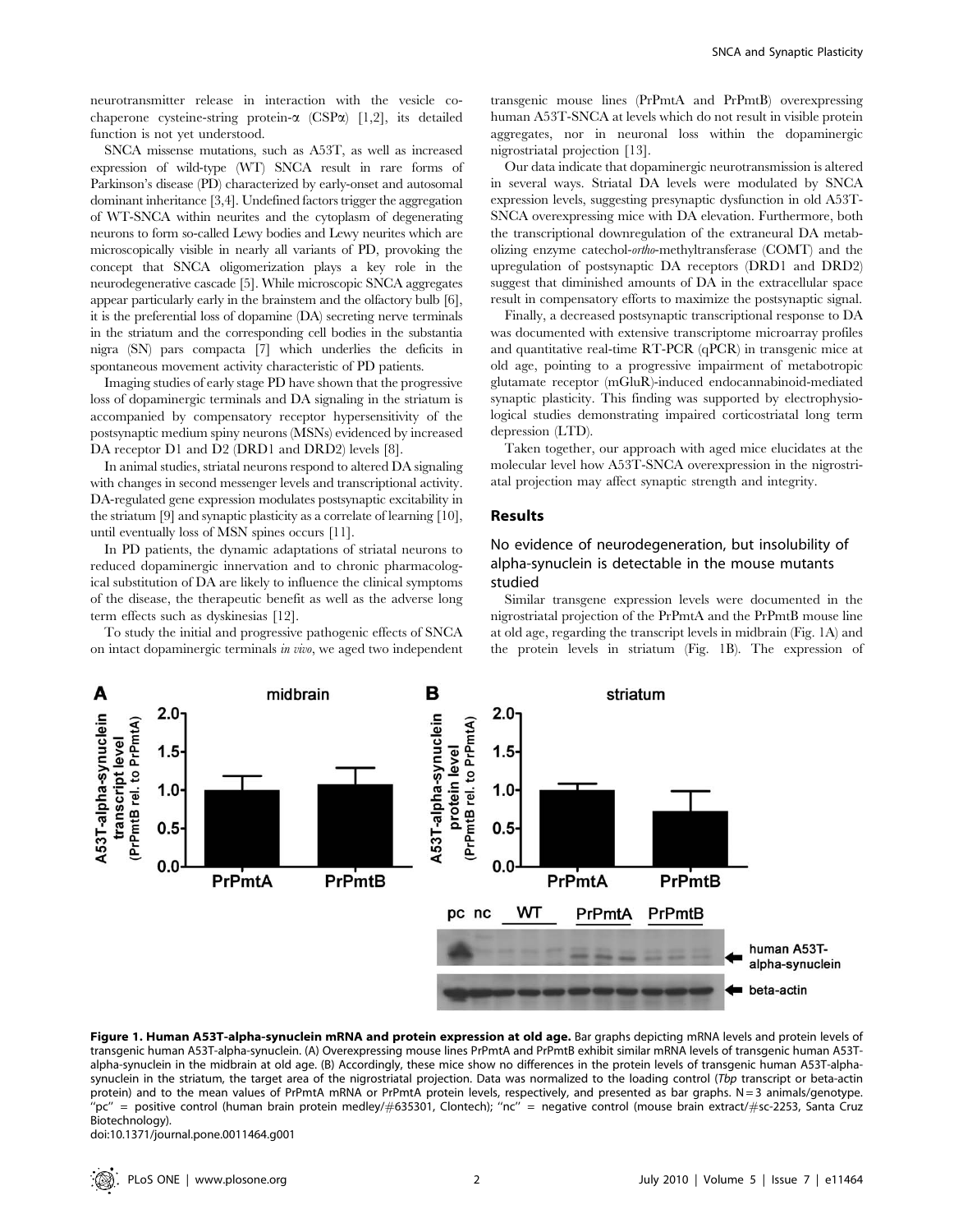neurotransmitter release in interaction with the vesicle co-chaperone cysteine-string protein-α (CSPα) [1,2], its detailed function is not yet understood.

SNCA missense mutations, such as A53T, as well as increased expression of wild-type (WT) SNCA result in rare forms of Parkinson's disease (PD) characterized by early-onset and autosomal dominant inheritance [3,4]. Undefined factors trigger the aggregation of WT-SNCA within neurites and the cytoplasm of degenerating neurons to form so-called Lewy bodies and Lewy neurites which are microscopically visible in nearly all variants of PD, provoking the concept that SNCA oligomerization plays a key role in the neurodegenerative cascade [5]. While microscopic SNCA aggregates appear particularly early in the brainstem and the olfactory bulb [6], it is the preferential loss of dopamine (DA) secreting nerve terminals in the striatum and the corresponding cell bodies in the substantia nigra (SN) pars compacta [7] which underlies the deficits in spontaneous movement activity characteristic of PD patients.

Imaging studies of early stage PD have shown that the progressive loss of dopaminergic terminals and DA signaling in the striatum is accompanied by compensatory receptor hypersensitivity of the postsynaptic medium spiny neurons (MSNs) evidenced by increased DA receptor D1 and D2 (DRD1 and DRD2) levels [8].

In animal studies, striatal neurons respond to altered DA signaling with changes in second messenger levels and transcriptional activity. DA-regulated gene expression modulates postsynaptic excitability in the striatum [9] and synaptic plasticity as a correlate of learning [10], until eventually loss of MSN spines occurs [11].

In PD patients, the dynamic adaptations of striatal neurons to reduced dopaminergic innervation and to chronic pharmacological substitution of DA are likely to influence the clinical symptoms of the disease, the therapeutic benefit as well as the adverse long term effects such as dyskinesias [12].

To study the initial and progressive pathogenic effects of SNCA on intact dopaminergic terminals *in vivo*, we aged two independent transgenic mouse lines (PrPmtA and PrPmtB) overexpressing human A53T-SNCA at levels which do not result in visible protein aggregates, nor in neuronal loss within the dopaminergic nigrostriatal projection [13].

Our data indicate that dopaminergic neurotransmission is altered in several ways. Striatal DA levels were modulated by SNCA expression levels, suggesting presynaptic dysfunction in old A53T-SNCA overexpressing mice with DA elevation. Furthermore, both the transcriptional downregulation of the extraneural DA metabolizing enzyme catechol-*ortho*-methyltransferase (COMT) and the upregulation of postsynaptic DA receptors (DRD1 and DRD2) suggest that diminished amounts of DA in the extracellular space result in compensatory efforts to maximize the postsynaptic signal.

Finally, a decreased postsynaptic transcriptional response to DA was documented with extensive transcriptome microarray profiles and quantitative real-time RT-PCR (qPCR) in transgenic mice at old age, pointing to a progressive impairment of metabotropic glutamate receptor (mGluR)-induced endocannabinoid-mediated synaptic plasticity. This finding was supported by electrophysiological studies demonstrating impaired corticostriatal long term depression (LTD).

Taken together, our approach with aged mice elucidates at the molecular level how A53T-SNCA overexpression in the nigrostriatal projection may affect synaptic strength and integrity.

## Results

### No evidence of neurodegeneration, but insolubility of alpha-synuclein is detectable in the mouse mutants studied

Similar transgene expression levels were documented in the nigrostriatal projection of the PrPmtA and the PrPmtB mouse line at old age, regarding the transcript levels in midbrain (Fig. 1A) and the protein levels in striatum (Fig. 1B). The expression of

**Figure 1. Human A53T-alpha-synuclein mRNA and protein expression at old age.** Bar graphs depicting mRNA levels and protein levels of transgenic human A53T-alpha-synuclein. (A) Overexpressing mouse lines PrPmtA and PrPmtB exhibit similar mRNA levels of transgenic human A53T-alpha-synuclein in the midbrain at old age. (B) Accordingly, these mice show no differences in the protein levels of transgenic human A53T-alpha-synuclein in the striatum, the target area of the nigrostriatal projection. Data was normalized to the loading control (*Tbp* transcript or beta-actin protein) and to the mean values of PrPmtA mRNA or PrPmtA protein levels, respectively, and presented as bar graphs. N = 3 animals/genotype. "pc" = positive control (human brain protein medley/#635301, Clontech); "nc" = negative control (mouse brain extract/#sc-2253, Santa Cruz Biotechnology).

doi:10.1371/journal.pone.0011464.g001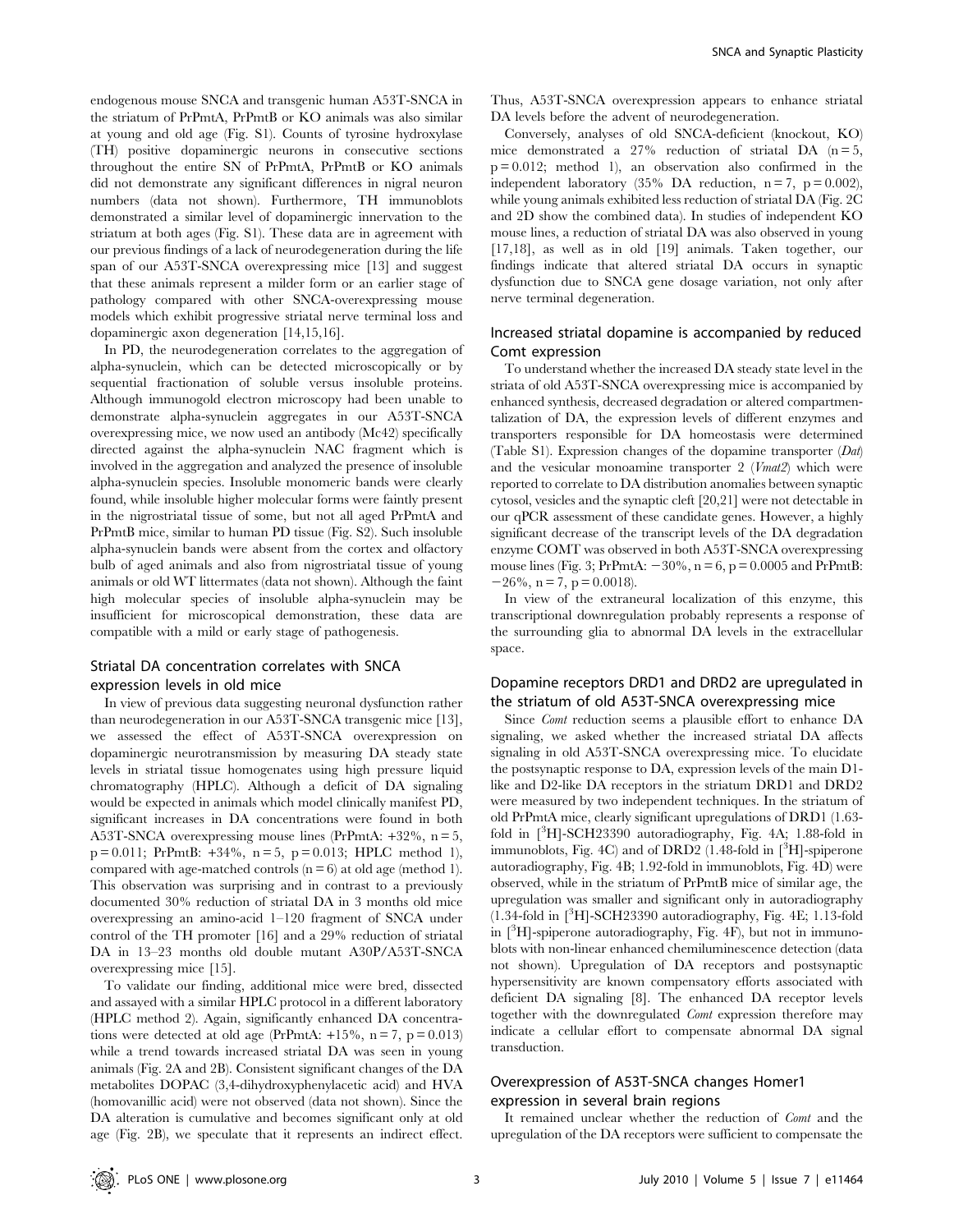endogenous mouse SNCA and transgenic human A53T-SNCA in the striatum of PrPmtA, PrPmtB or KO animals was also similar at young and old age (Fig. S1). Counts of tyrosine hydroxylase (TH) positive dopaminergic neurons in consecutive sections throughout the entire SN of PrPmtA, PrPmtB or KO animals did not demonstrate any significant differences in nigral neuron numbers (data not shown). Furthermore, TH immunoblots demonstrated a similar level of dopaminergic innervation to the striatum at both ages (Fig. S1). These data are in agreement with our previous findings of a lack of neurodegeneration during the life span of our A53T-SNCA overexpressing mice [13] and suggest that these animals represent a milder form or an earlier stage of pathology compared with other SNCA-overexpressing mouse models which exhibit progressive striatal nerve terminal loss and dopaminergic axon degeneration [14,15,16].

In PD, the neurodegeneration correlates to the aggregation of alpha-synuclein, which can be detected microscopically or by sequential fractionation of soluble versus insoluble proteins. Although immunogold electron microscopy had been unable to demonstrate alpha-synuclein aggregates in our A53T-SNCA overexpressing mice, we now used an antibody (Mc42) specifically directed against the alpha-synuclein NAC fragment which is involved in the aggregation and analyzed the presence of insoluble alpha-synuclein species. Insoluble monomeric bands were clearly found, while insoluble higher molecular forms were faintly present in the nigrostriatal tissue of some, but not all aged PrPmtA and PrPmtB mice, similar to human PD tissue (Fig. S2). Such insoluble alpha-synuclein bands were absent from the cortex and olfactory bulb of aged animals and also from nigrostriatal tissue of young animals or old WT littermates (data not shown). Although the faint high molecular species of insoluble alpha-synuclein may be insufficient for microscopical demonstration, these data are compatible with a mild or early stage of pathogenesis.

## Striatal DA concentration correlates with SNCA expression levels in old mice

In view of previous data suggesting neuronal dysfunction rather than neurodegeneration in our A53T-SNCA transgenic mice [13], we assessed the effect of A53T-SNCA overexpression on dopaminergic neurotransmission by measuring DA steady state levels in striatal tissue homogenates using high pressure liquid chromatography (HPLC). Although a deficit of DA signaling would be expected in animals which model clinically manifest PD, significant increases in DA concentrations were found in both A53T-SNCA overexpressing mouse lines (PrPmtA: +32%, $n = 5$, $p = 0.011$; PrPmtB: +34%, $n = 5$, $p = 0.013$; HPLC method 1), compared with age-matched controls ($n = 6$) at old age (method 1). This observation was surprising and in contrast to a previously documented 30% reduction of striatal DA in 3 months old mice overexpressing an amino-acid 1–120 fragment of SNCA under control of the TH promoter [16] and a 29% reduction of striatal DA in 13–23 months old double mutant A30P/A53T-SNCA overexpressing mice [15].

To validate our finding, additional mice were bred, dissected and assayed with a similar HPLC protocol in a different laboratory (HPLC method 2). Again, significantly enhanced DA concentrations were detected at old age (PrPmtA: +15%, $n = 7$, $p = 0.013$) while a trend towards increased striatal DA was seen in young animals (Fig. 2A and 2B). Consistent significant changes of the DA metabolites DOPAC (3,4-dihydroxyphenylacetic acid) and HVA (homovanillic acid) were not observed (data not shown). Since the DA alteration is cumulative and becomes significant only at old age (Fig. 2B), we speculate that it represents an indirect effect. Thus, A53T-SNCA overexpression appears to enhance striatal DA levels before the advent of neurodegeneration.

Conversely, analyses of old SNCA-deficient (knockout, KO) mice demonstrated a 27% reduction of striatal DA ($n = 5$, $p = 0.012$; method 1), an observation also confirmed in the independent laboratory (35% DA reduction, $n = 7$, $p = 0.002$), while young animals exhibited less reduction of striatal DA (Fig. 2C and 2D show the combined data). In studies of independent KO mouse lines, a reduction of striatal DA was also observed in young [17,18], as well as in old [19] animals. Taken together, our findings indicate that altered striatal DA occurs in synaptic dysfunction due to SNCA gene dosage variation, not only after nerve terminal degeneration.

## Increased striatal dopamine is accompanied by reduced Comt expression

To understand whether the increased DA steady state level in the striata of old A53T-SNCA overexpressing mice is accompanied by enhanced synthesis, decreased degradation or altered compartmentalization of DA, the expression levels of different enzymes and transporters responsible for DA homeostasis were determined (Table S1). Expression changes of the dopamine transporter (*Dat*) and the vesicular monoamine transporter 2 (*Vmat2*) which were reported to correlate to DA distribution anomalies between synaptic cytosol, vesicles and the synaptic cleft [20,21] were not detectable in our qPCR assessment of these candidate genes. However, a highly significant decrease of the transcript levels of the DA degradation enzyme COMT was observed in both A53T-SNCA overexpressing mouse lines (Fig. 3; PrPmtA: −30%, $n = 6$, $p = 0.0005$ and PrPmtB: −26%, $n = 7$, $p = 0.0018$).

In view of the extraneural localization of this enzyme, this transcriptional downregulation probably represents a response of the surrounding glia to abnormal DA levels in the extracellular space.

## Dopamine receptors DRD1 and DRD2 are upregulated in the striatum of old A53T-SNCA overexpressing mice

Since *Comt* reduction seems a plausible effort to enhance DA signaling, we asked whether the increased striatal DA affects signaling in old A53T-SNCA overexpressing mice. To elucidate the postsynaptic response to DA, expression levels of the main D1-like and D2-like DA receptors in the striatum DRD1 and DRD2 were measured by two independent techniques. In the striatum of old PrPmtA mice, clearly significant upregulations of DRD1 (1.63-fold in [$^3$H]-SCH23390 autoradiography, Fig. 4A; 1.88-fold in immunoblots, Fig. 4C) and of DRD2 (1.48-fold in [$^3$H]-spiperone autoradiography, Fig. 4B; 1.92-fold in immunoblots, Fig. 4D) were observed, while in the striatum of PrPmtB mice of similar age, the upregulation was smaller and significant only in autoradiography (1.34-fold in [$^3$H]-SCH23390 autoradiography, Fig. 4E; 1.13-fold in [$^3$H]-spiperone autoradiography, Fig. 4F), but not in immunoblots with non-linear enhanced chemiluminescence detection (data not shown). Upregulation of DA receptors and postsynaptic hypersensitivity are known compensatory efforts associated with deficient DA signaling [8]. The enhanced DA receptor levels together with the downregulated *Comt* expression therefore may indicate a cellular effort to compensate abnormal DA signal transduction.

## Overexpression of A53T-SNCA changes Homer1 expression in several brain regions

It remained unclear whether the reduction of *Comt* and the upregulation of the DA receptors were sufficient to compensate the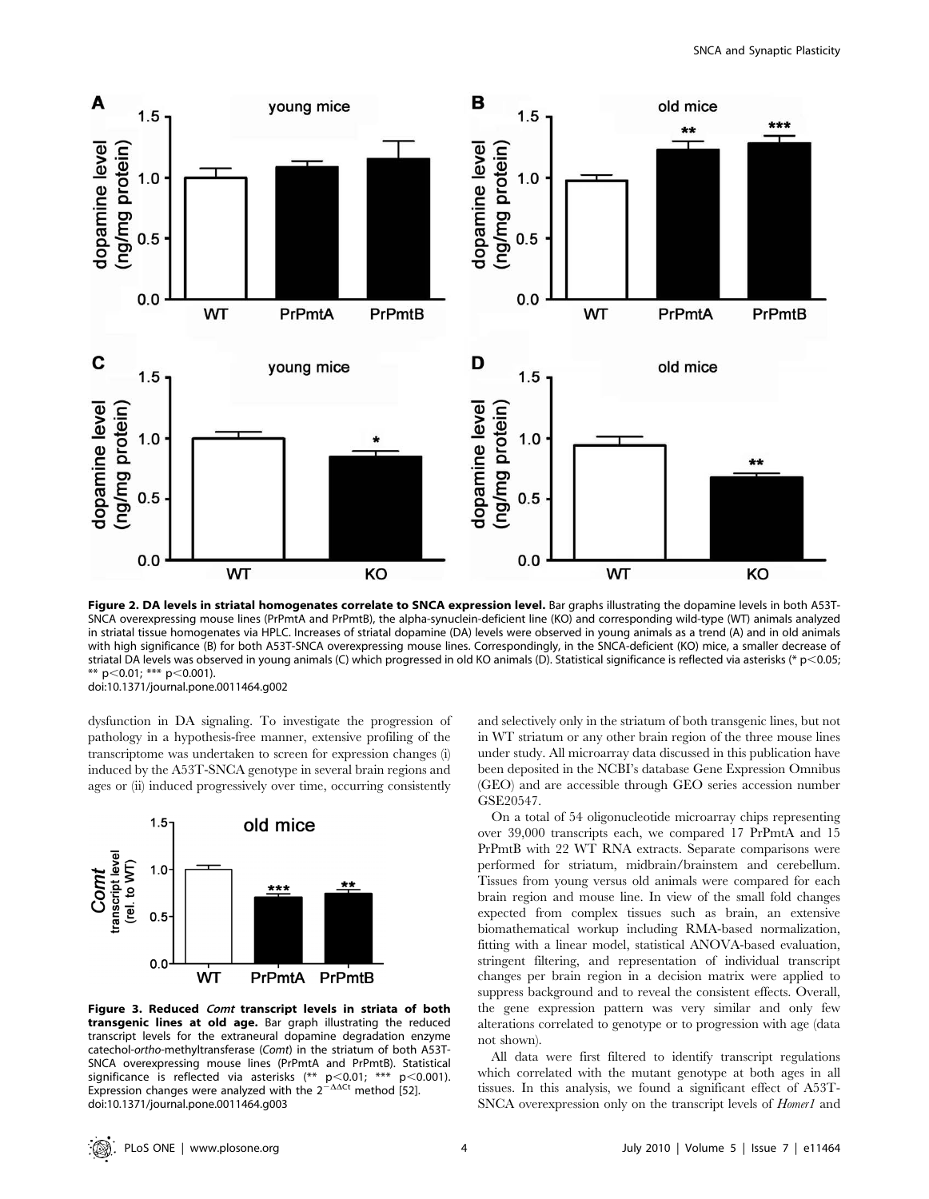**Figure 2. DA levels in striatal homogenates correlate to SNCA expression level.** Bar graphs illustrating the dopamine levels in both A53T-SNCA overexpressing mouse lines (PrPmtA and PrPmtB), the alpha-synuclein-deficient line (KO) and corresponding wild-type (WT) animals analyzed in striatal tissue homogenates via HPLC. Increases of striatal dopamine (DA) levels were observed in young animals as a trend (A) and in old animals with high significance (B) for both A53T-SNCA overexpressing mouse lines. Correspondingly, in the SNCA-deficient (KO) mice, a smaller decrease of striatal DA levels was observed in young animals (C) which progressed in old KO animals (D). Statistical significance is reflected via asterisks (* $p<0.05$; ** $p<0.01$; *** $p<0.001$).
doi:10.1371/journal.pone.0011464.g002

dysfunction in DA signaling. To investigate the progression of pathology in a hypothesis-free manner, extensive profiling of the transcriptome was undertaken to screen for expression changes (i) induced by the A53T-SNCA genotype in several brain regions and ages or (ii) induced progressively over time, occurring consistently and selectively only in the striatum of both transgenic lines, but not in WT striatum or any other brain region of the three mouse lines under study. All microarray data discussed in this publication have been deposited in the NCBI's database Gene Expression Omnibus (GEO) and are accessible through GEO series accession number GSE20547.

**Figure 3. Reduced *Comt* transcript levels in striata of both transgenic lines at old age.** Bar graph illustrating the reduced transcript levels for the extraneural dopamine degradation enzyme catechol-*ortho*-methyltransferase (*Comt*) in the striatum of both A53T-SNCA overexpressing mouse lines (PrPmtA and PrPmtB). Statistical significance is reflected via asterisks (** $p<0.01$; *** $p<0.001$). Expression changes were analyzed with the $2^{-\Delta\Delta Ct}$ method [52].
doi:10.1371/journal.pone.0011464.g003

On a total of 54 oligonucleotide microarray chips representing over 39,000 transcripts each, we compared 17 PrPmtA and 15 PrPmtB with 22 WT RNA extracts. Separate comparisons were performed for striatum, midbrain/brainstem and cerebellum. Tissues from young versus old animals were compared for each brain region and mouse line. In view of the small fold changes expected from complex tissues such as brain, an extensive biomathematical workup including RMA-based normalization, fitting with a linear model, statistical ANOVA-based evaluation, stringent filtering, and representation of individual transcript changes per brain region in a decision matrix were applied to suppress background and to reveal the consistent effects. Overall, the gene expression pattern was very similar and only few alterations correlated to genotype or to progression with age (data not shown).

All data were first filtered to identify transcript regulations which correlated with the mutant genotype at both ages in all tissues. In this analysis, we found a significant effect of A53T-SNCA overexpression only on the transcript levels of *Homer1* and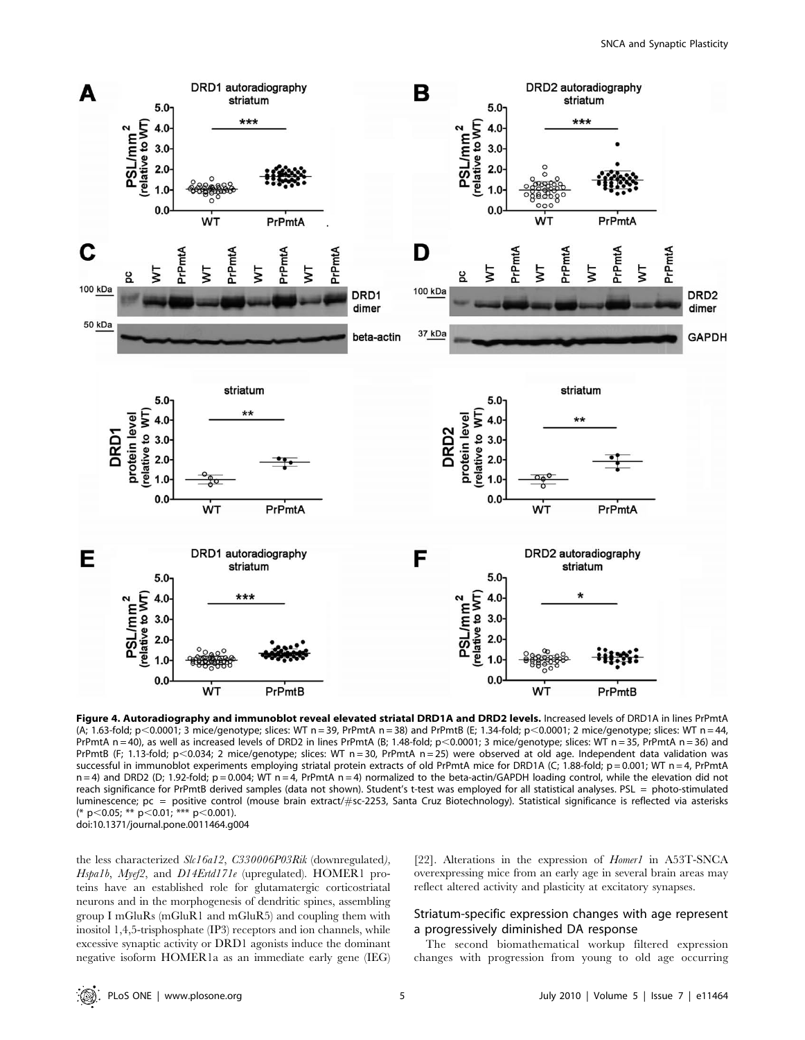**Figure 4. Autoradiography and immunoblot reveal elevated striatal DRD1A and DRD2 levels.** Increased levels of DRD1A in lines PrPmtA (A; 1.63-fold; p<0.0001; 3 mice/genotype; slices: WT n = 39, PrPmtA n = 38) and PrPmtB (E; 1.34-fold; p<0.0001; 2 mice/genotype; slices: WT n = 44, PrPmtA n = 40), as well as increased levels of DRD2 in lines PrPmtA (B; 1.48-fold; p<0.0001; 3 mice/genotype; slices: WT n = 35, PrPmtA n = 36) and PrPmtB (F; 1.13-fold; p<0.034; 2 mice/genotype; slices: WT n = 30, PrPmtA n = 25) were observed at old age. Independent data validation was successful in immunoblot experiments employing striatal protein extracts of old PrPmtA mice for DRD1A (C; 1.88-fold; p = 0.001; WT n = 4, PrPmtA n = 4) and DRD2 (D; 1.92-fold; p = 0.004; WT n = 4, PrPmtA n = 4) normalized to the beta-actin/GAPDH loading control, while the elevation did not reach significance for PrPmtB derived samples (data not shown). Student's t-test was employed for all statistical analyses. PSL = photo-stimulated luminescence; pc = positive control (mouse brain extract/#sc-2253, Santa Cruz Biotechnology). Statistical significance is reflected via asterisks (* p<0.05; ** p<0.01; *** p<0.001).
doi:10.1371/journal.pone.0011464.g004

the less characterized *Slc16a12*, *C330006P03Rik* (downregulated), *Hspa1b*, *Myef2*, and *D14Ertd171e* (upregulated). HOMER1 proteins have an established role for glutamatergic corticostriatal neurons and in the morphogenesis of dendritic spines, assembling group I mGluRs (mGluR1 and mGluR5) and coupling them with inositol 1,4,5-trisphosphate (IP3) receptors and ion channels, while excessive synaptic activity or DRD1 agonists induce the dominant negative isoform HOMER1a as an immediate early gene (IEG) [22]. Alterations in the expression of *Homer1* in A53T-SNCA overexpressing mice from an early age in several brain areas may reflect altered activity and plasticity at excitatory synapses.

### Striatum-specific expression changes with age represent a progressively diminished DA response

The second biomathematical workup filtered expression changes with progression from young to old age occurring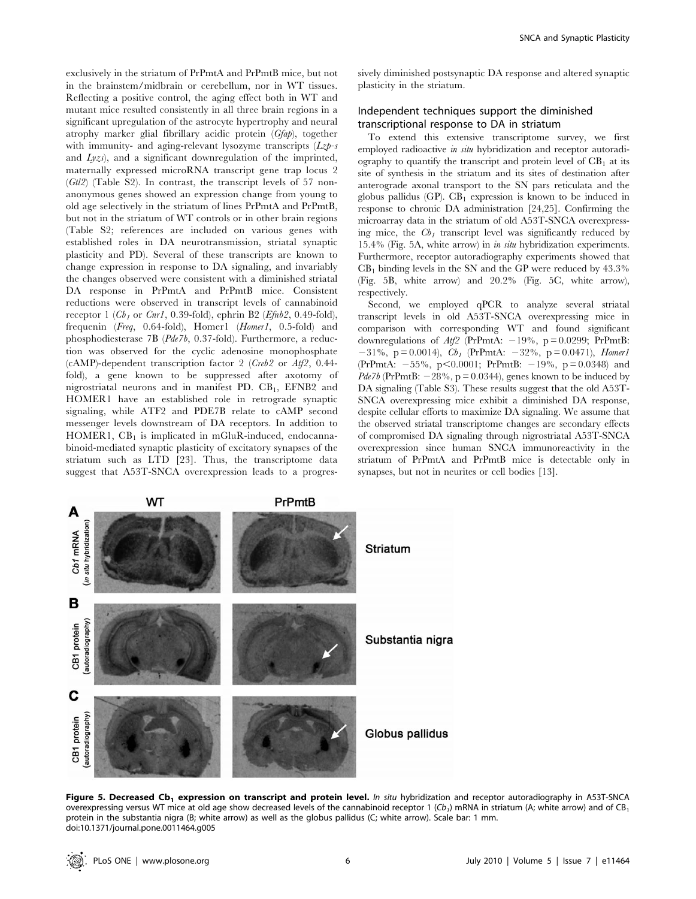exclusively in the striatum of PrPmtA and PrPmtB mice, but not in the brainstem/midbrain or cerebellum, nor in WT tissues. Reflecting a positive control, the aging effect both in WT and mutant mice resulted consistently in all three brain regions in a significant upregulation of the astrocyte hypertrophy and neural atrophy marker glial fibrillary acidic protein (*Gfap*), together with immunity- and aging-relevant lysozyme transcripts (*Lzp-s* and *Lyzs*), and a significant downregulation of the imprinted, maternally expressed microRNA transcript gene trap locus 2 (*Gtl2*) (Table S2). In contrast, the transcript levels of 57 non-anonymous genes showed an expression change from young to old age selectively in the striatum of lines PrPmtA and PrPmtB, but not in the striatum of WT controls or in other brain regions (Table S2; references are included on various genes with established roles in DA neurotransmission, striatal synaptic plasticity and PD). Several of these transcripts are known to change expression in response to DA signaling, and invariably the changes observed were consistent with a diminished striatal DA response in PrPmtA and PrPmtB mice. Consistent reductions were observed in transcript levels of cannabinoid receptor 1 (*Cb₁* or *Cnr1*, 0.39-fold), ephrin B2 (*Efnb2*, 0.49-fold), frequenin (*Freq*, 0.64-fold), Homer1 (*Homer1*, 0.5-fold) and phosphodiesterase 7B (*Pde7b*, 0.37-fold). Furthermore, a reduction was observed for the cyclic adenosine monophosphate (cAMP)-dependent transcription factor 2 (*Creb2* or *Atf2*, 0.44-fold), a gene known to be suppressed after axotomy of nigrostriatal neurons and in manifest PD. $CB_1$, EFNB2 and HOMER1 have an established role in retrograde synaptic signaling, while ATF2 and PDE7B relate to cAMP second messenger levels downstream of DA receptors. In addition to HOMER1, $CB_1$ is implicated in mGluR-induced, endocannabinoid-mediated synaptic plasticity of excitatory synapses of the striatum such as LTD [23]. Thus, the transcriptome data suggest that A53T-SNCA overexpression leads to a progressively diminished postsynaptic DA response and altered synaptic plasticity in the striatum.

### Independent techniques support the diminished transcriptional response to DA in striatum

To extend this extensive transcriptome survey, we first employed radioactive *in situ* hybridization and receptor autoradiography to quantify the transcript and protein level of $CB_1$ at its site of synthesis in the striatum and its sites of destination after anterograde axonal transport to the SN pars reticulata and the globus pallidus (GP). $CB_1$ expression is known to be induced in response to chronic DA administration [24,25]. Confirming the microarray data in the striatum of old A53T-SNCA overexpressing mice, the $Cb_1$ transcript level was significantly reduced by 15.4% (Fig. 5A, white arrow) in *in situ* hybridization experiments. Furthermore, receptor autoradiography experiments showed that $CB_1$ binding levels in the SN and the GP were reduced by 43.3% (Fig. 5B, white arrow) and 20.2% (Fig. 5C, white arrow), respectively.

Second, we employed qPCR to analyze several striatal transcript levels in old A53T-SNCA overexpressing mice in comparison with corresponding WT and found significant downregulations of *Atf2* (PrPmtA: −19%, $p = 0.0299$; PrPmtB: −31%, $p = 0.0014$), $Cb_1$ (PrPmtA: −32%, $p = 0.0471$), *Homer1* (PrPmtA: −55%, $p < 0.0001$; PrPmtB: −19%, $p = 0.0348$) and *Pde7b* (PrPmtB: −28%, $p = 0.0344$), genes known to be induced by DA signaling (Table S3). These results suggest that the old A53T-SNCA overexpressing mice exhibit a diminished DA response, despite cellular efforts to maximize DA signaling. We assume that the observed striatal transcriptome changes are secondary effects of compromised DA signaling through nigrostriatal A53T-SNCA overexpression since human SNCA immunoreactivity in the striatum of PrPmtA and PrPmtB mice is detectable only in synapses, but not in neurites or cell bodies [13].

**Figure 5. Decreased $Cb_1$ expression on transcript and protein level.** *In situ* hybridization and receptor autoradiography in A53T-SNCA overexpressing versus WT mice at old age show decreased levels of the cannabinoid receptor 1 ($Cb_1$) mRNA in striatum (A; white arrow) and of $CB_1$ protein in the substantia nigra (B; white arrow) as well as the globus pallidus (C; white arrow). Scale bar: 1 mm.
doi:10.1371/journal.pone.0011464.g005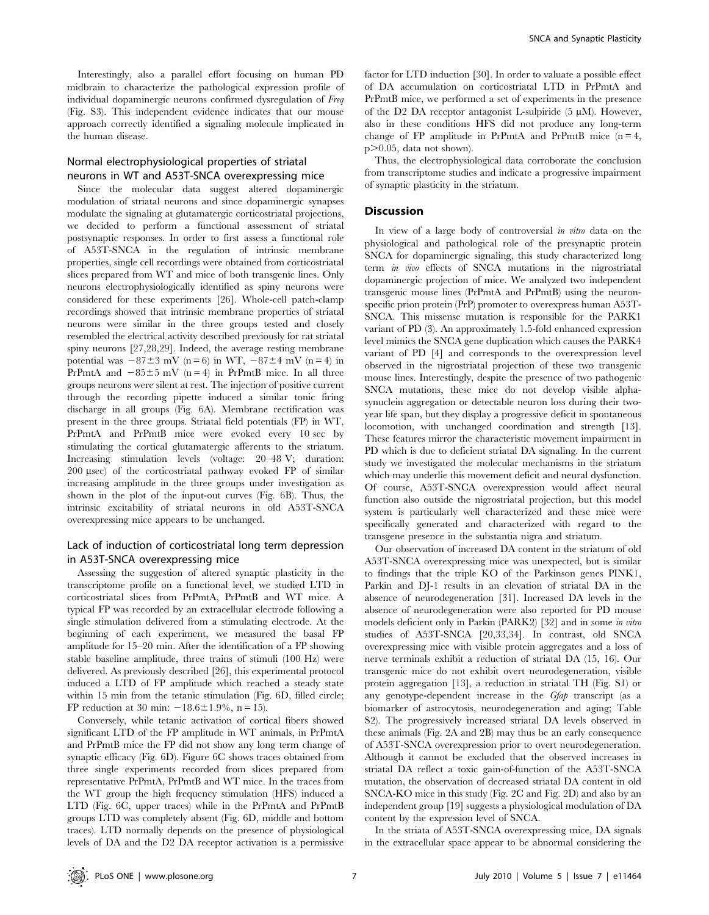Interestingly, also a parallel effort focusing on human PD midbrain to characterize the pathological expression profile of individual dopaminergic neurons confirmed dysregulation of *Freq* (Fig. S3). This independent evidence indicates that our mouse approach correctly identified a signaling molecule implicated in the human disease.

## Normal electrophysiological properties of striatal neurons in WT and A53T-SNCA overexpressing mice

Since the molecular data suggest altered dopaminergic modulation of striatal neurons and since dopaminergic synapses modulate the signaling at glutamatergic corticostriatal projections, we decided to perform a functional assessment of striatal postsynaptic responses. In order to first assess a functional role of A53T-SNCA in the regulation of intrinsic membrane properties, single cell recordings were obtained from corticostriatal slices prepared from WT and mice of both transgenic lines. Only neurons electrophysiologically identified as spiny neurons were considered for these experiments [26]. Whole-cell patch-clamp recordings showed that intrinsic membrane properties of striatal neurons were similar in the three groups tested and closely resembled the electrical activity described previously for rat striatal spiny neurons [27,28,29]. Indeed, the average resting membrane potential was $-87\pm3$ mV ($n=6$) in WT, $-87\pm4$ mV ($n=4$) in PrPmtA and $-85\pm5$ mV ($n=4$) in PrPmtB mice. In all three groups neurons were silent at rest. The injection of positive current through the recording pipette induced a similar tonic firing discharge in all groups (Fig. 6A). Membrane rectification was present in the three groups. Striatal field potentials (FP) in WT, PrPmtA and PrPmtB mice were evoked every 10 sec by stimulating the cortical glutamatergic afferents to the striatum. Increasing stimulation levels (voltage: 20–48 V; duration: 200 µsec) of the corticostriatal pathway evoked FP of similar increasing amplitude in the three groups under investigation as shown in the plot of the input-out curves (Fig. 6B). Thus, the intrinsic excitability of striatal neurons in old A53T-SNCA overexpressing mice appears to be unchanged.

## Lack of induction of corticostriatal long term depression in A53T-SNCA overexpressing mice

Assessing the suggestion of altered synaptic plasticity in the transcriptome profile on a functional level, we studied LTD in corticostriatal slices from PrPmtA, PrPmtB and WT mice. A typical FP was recorded by an extracellular electrode following a single stimulation delivered from a stimulating electrode. At the beginning of each experiment, we measured the basal FP amplitude for 15–20 min. After the identification of a FP showing stable baseline amplitude, three trains of stimuli (100 Hz) were delivered. As previously described [26], this experimental protocol induced a LTD of FP amplitude which reached a steady state within 15 min from the tetanic stimulation (Fig. 6D, filled circle; FP reduction at 30 min: $-18.6\pm1.9\%$, $n=15$).

Conversely, while tetanic activation of cortical fibers showed significant LTD of the FP amplitude in WT animals, in PrPmtA and PrPmtB mice the FP did not show any long term change of synaptic efficacy (Fig. 6D). Figure 6C shows traces obtained from three single experiments recorded from slices prepared from representative PrPmtA, PrPmtB and WT mice. In the traces from the WT group the high frequency stimulation (HFS) induced a LTD (Fig. 6C, upper traces) while in the PrPmtA and PrPmtB groups LTD was completely absent (Fig. 6D, middle and bottom traces). LTD normally depends on the presence of physiological levels of DA and the D2 DA receptor activation is a permissive factor for LTD induction [30]. In order to valuate a possible effect of DA accumulation on corticostriatal LTD in PrPmtA and PrPmtB mice, we performed a set of experiments in the presence of the D2 DA receptor antagonist L-sulpiride (5 µM). However, also in these conditions HFS did not produce any long-term change of FP amplitude in PrPmtA and PrPmtB mice ($n=4$, $p>0.05$, data not shown).

Thus, the electrophysiological data corroborate the conclusion from transcriptome studies and indicate a progressive impairment of synaptic plasticity in the striatum.

# Discussion

In view of a large body of controversial *in vitro* data on the physiological and pathological role of the presynaptic protein SNCA for dopaminergic signaling, this study characterized long term *in vivo* effects of SNCA mutations in the nigrostriatal dopaminergic projection of mice. We analyzed two independent transgenic mouse lines (PrPmtA and PrPmtB) using the neuron-specific prion protein (PrP) promoter to overexpress human A53T-SNCA. This missense mutation is responsible for the PARK1 variant of PD (3). An approximately 1.5-fold enhanced expression level mimics the SNCA gene duplication which causes the PARK4 variant of PD [4] and corresponds to the overexpression level observed in the nigrostriatal projection of these two transgenic mouse lines. Interestingly, despite the presence of two pathogenic SNCA mutations, these mice do not develop visible alpha-synuclein aggregation or detectable neuron loss during their two-year life span, but they display a progressive deficit in spontaneous locomotion, with unchanged coordination and strength [13]. These features mirror the characteristic movement impairment in PD which is due to deficient striatal DA signaling. In the current study we investigated the molecular mechanisms in the striatum which may underlie this movement deficit and neural dysfunction. Of course, A53T-SNCA overexpression would affect neural function also outside the nigrostriatal projection, but this model system is particularly well characterized and these mice were specifically generated and characterized with regard to the transgene presence in the substantia nigra and striatum.

Our observation of increased DA content in the striatum of old A53T-SNCA overexpressing mice was unexpected, but is similar to findings that the triple KO of the Parkinson genes PINK1, Parkin and DJ-1 results in an elevation of striatal DA in the absence of neurodegeneration [31]. Increased DA levels in the absence of neurodegeneration were also reported for PD mouse models deficient only in Parkin (PARK2) [32] and in some *in vitro* studies of A53T-SNCA [20,33,34]. In contrast, old SNCA overexpressing mice with visible protein aggregates and a loss of nerve terminals exhibit a reduction of striatal DA (15, 16). Our transgenic mice do not exhibit overt neurodegeneration, visible protein aggregation [13], a reduction in striatal TH (Fig. S1) or any genotype-dependent increase in the *Gfap* transcript (as a biomarker of astrocytosis, neurodegeneration and aging; Table S2). The progressively increased striatal DA levels observed in these animals (Fig. 2A and 2B) may thus be an early consequence of A53T-SNCA overexpression prior to overt neurodegeneration. Although it cannot be excluded that the observed increases in striatal DA reflect a toxic gain-of-function of the A53T-SNCA mutation, the observation of decreased striatal DA content in old SNCA-KO mice in this study (Fig. 2C and Fig. 2D) and also by an independent group [19] suggests a physiological modulation of DA content by the expression level of SNCA.

In the striata of A53T-SNCA overexpressing mice, DA signals in the extracellular space appear to be abnormal considering the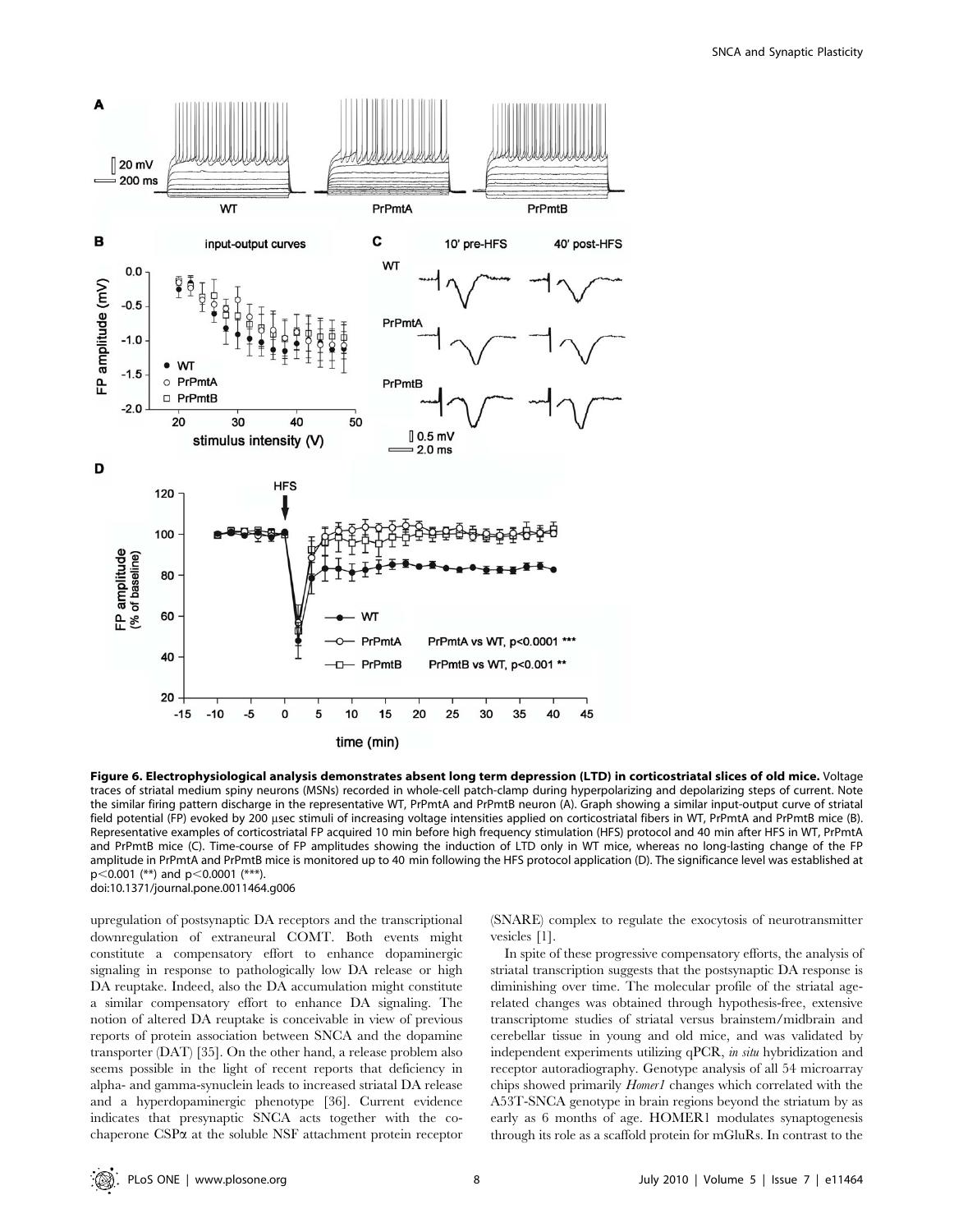**Figure 6. Electrophysiological analysis demonstrates absent long term depression (LTD) in corticostriatal slices of old mice.** Voltage traces of striatal medium spiny neurons (MSNs) recorded in whole-cell patch-clamp during hyperpolarizing and depolarizing steps of current. Note the similar firing pattern discharge in the representative WT, PrPmtA and PrPmtB neuron (A). Graph showing a similar input-output curve of striatal field potential (FP) evoked by 200 µsec stimuli of increasing voltage intensities applied on corticostriatal fibers in WT, PrPmtA and PrPmtB mice (B). Representative examples of corticostriatal FP acquired 10 min before high frequency stimulation (HFS) protocol and 40 min after HFS in WT, PrPmtA and PrPmtB mice (C). Time-course of FP amplitudes showing the induction of LTD only in WT mice, whereas no long-lasting change of the FP amplitude in PrPmtA and PrPmtB mice is monitored up to 40 min following the HFS protocol application (D). The significance level was established at $p<0.001$ (**) and $p<0.0001$ (***).
doi:10.1371/journal.pone.0011464.g006

upregulation of postsynaptic DA receptors and the transcriptional downregulation of extraneural COMT. Both events might constitute a compensatory effort to enhance dopaminergic signaling in response to pathologically low DA release or high DA reuptake. Indeed, also the DA accumulation might constitute a similar compensatory effort to enhance DA signaling. The notion of altered DA reuptake is conceivable in view of previous reports of protein association between SNCA and the dopamine transporter (DAT) [35]. On the other hand, a release problem also seems possible in the light of recent reports that deficiency in alpha- and gamma-synuclein leads to increased striatal DA release and a hyperdopaminergic phenotype [36]. Current evidence indicates that presynaptic SNCA acts together with the co-chaperone CSP$\alpha$ at the soluble NSF attachment protein receptor (SNARE) complex to regulate the exocytosis of neurotransmitter vesicles [1].

In spite of these progressive compensatory efforts, the analysis of striatal transcription suggests that the postsynaptic DA response is diminishing over time. The molecular profile of the striatal age-related changes was obtained through hypothesis-free, extensive transcriptome studies of striatal versus brainstem/midbrain and cerebellar tissue in young and old mice, and was validated by independent experiments utilizing qPCR, *in situ* hybridization and receptor autoradiography. Genotype analysis of all 54 microarray chips showed primarily *Homer1* changes which correlated with the A53T-SNCA genotype in brain regions beyond the striatum by as early as 6 months of age. HOMER1 modulates synaptogenesis through its role as a scaffold protein for mGluRs. In contrast to the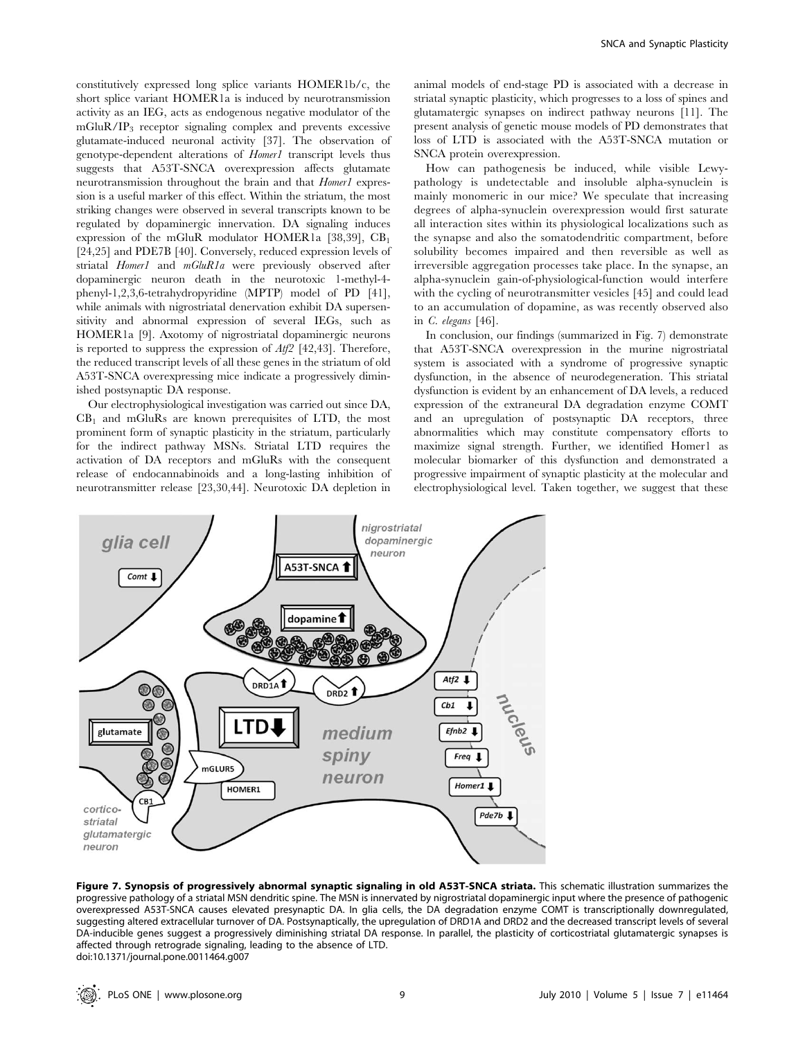constitutively expressed long splice variants HOMER1b/c, the short splice variant HOMER1a is induced by neurotransmission activity as an IEG, acts as endogenous negative modulator of the mGluR/$IP_3$ receptor signaling complex and prevents excessive glutamate-induced neuronal activity [37]. The observation of genotype-dependent alterations of *Homer1* transcript levels thus suggests that A53T-SNCA overexpression affects glutamate neurotransmission throughout the brain and that *Homer1* expression is a useful marker of this effect. Within the striatum, the most striking changes were observed in several transcripts known to be regulated by dopaminergic innervation. DA signaling induces expression of the mGluR modulator HOMER1a [38,39], $CB_1$ [24,25] and PDE7B [40]. Conversely, reduced expression levels of striatal *Homer1* and *mGluR1a* were previously observed after dopaminergic neuron death in the neurotoxic 1-methyl-4-phenyl-1,2,3,6-tetrahydropyridine (MPTP) model of PD [41], while animals with nigrostriatal denervation exhibit DA supersensitivity and abnormal expression of several IEGs, such as HOMER1a [9]. Axotomy of nigrostriatal dopaminergic neurons is reported to suppress the expression of *Atf2* [42,43]. Therefore, the reduced transcript levels of all these genes in the striatum of old A53T-SNCA overexpressing mice indicate a progressively diminished postsynaptic DA response.

Our electrophysiological investigation was carried out since DA, $CB_1$ and mGluRs are known prerequisites of LTD, the most prominent form of synaptic plasticity in the striatum, particularly for the indirect pathway MSNs. Striatal LTD requires the activation of DA receptors and mGluRs with the consequent release of endocannabinoids and a long-lasting inhibition of neurotransmitter release [23,30,44]. Neurotoxic DA depletion in animal models of end-stage PD is associated with a decrease in striatal synaptic plasticity, which progresses to a loss of spines and glutamatergic synapses on indirect pathway neurons [11]. The present analysis of genetic mouse models of PD demonstrates that loss of LTD is associated with the A53T-SNCA mutation or SNCA protein overexpression.

How can pathogenesis be induced, while visible Lewy-pathology is undetectable and insoluble alpha-synuclein is mainly monomeric in our mice? We speculate that increasing degrees of alpha-synuclein overexpression would first saturate all interaction sites within its physiological localizations such as the synapse and also the somatodendritic compartment, before solubility becomes impaired and then reversible as well as irreversible aggregation processes take place. In the synapse, an alpha-synuclein gain-of-physiological-function would interfere with the cycling of neurotransmitter vesicles [45] and could lead to an accumulation of dopamine, as was recently observed also in *C. elegans* [46].

In conclusion, our findings (summarized in Fig. 7) demonstrate that A53T-SNCA overexpression in the murine nigrostriatal system is associated with a syndrome of progressive synaptic dysfunction, in the absence of neurodegeneration. This striatal dysfunction is evident by an enhancement of DA levels, a reduced expression of the extraneural DA degradation enzyme COMT and an upregulation of postsynaptic DA receptors, three abnormalities which may constitute compensatory efforts to maximize signal strength. Further, we identified Homer1 as molecular biomarker of this dysfunction and demonstrated a progressive impairment of synaptic plasticity at the molecular and electrophysiological level. Taken together, we suggest that these

**Figure 7. Synopsis of progressively abnormal synaptic signaling in old A53T-SNCA striata.** This schematic illustration summarizes the progressive pathology of a striatal MSN dendritic spine. The MSN is innervated by nigrostriatal dopaminergic input where the presence of pathogenic overexpressed A53T-SNCA causes elevated presynaptic DA. In glia cells, the DA degradation enzyme COMT is transcriptionally downregulated, suggesting altered extracellular turnover of DA. Postsynaptically, the upregulation of DRD1A and DRD2 and the decreased transcript levels of several DA-inducible genes suggest a progressively diminishing striatal DA response. In parallel, the plasticity of corticostriatal glutamatergic synapses is affected through retrograde signaling, leading to the absence of LTD.
doi:10.1371/journal.pone.0011464.g007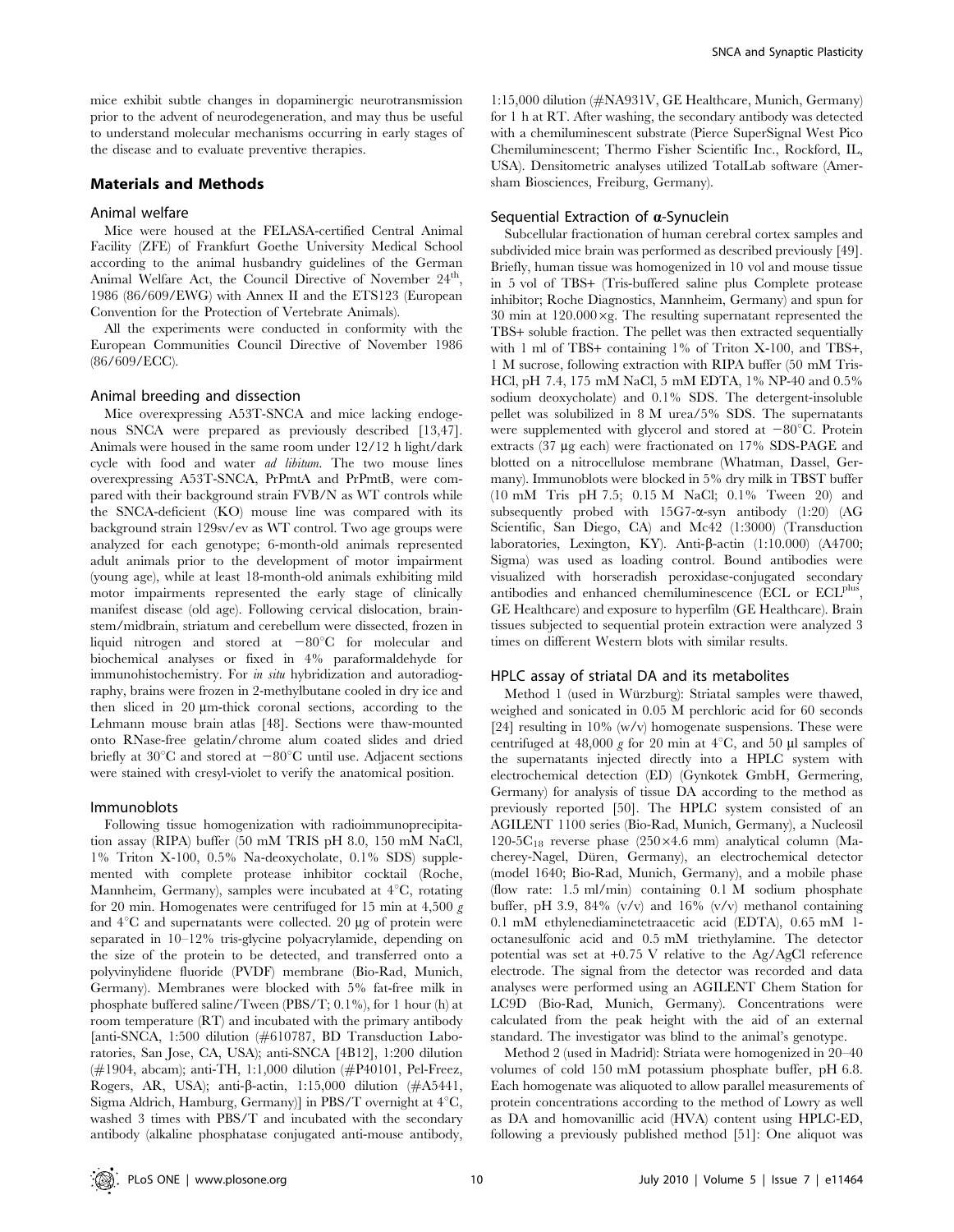mice exhibit subtle changes in dopaminergic neurotransmission prior to the advent of neurodegeneration, and may thus be useful to understand molecular mechanisms occurring in early stages of the disease and to evaluate preventive therapies.

## Materials and Methods

### Animal welfare

Mice were housed at the FELASA-certified Central Animal Facility (ZFE) of Frankfurt Goethe University Medical School according to the animal husbandry guidelines of the German Animal Welfare Act, the Council Directive of November 24th, 1986 (86/609/EWG) with Annex II and the ETS123 (European Convention for the Protection of Vertebrate Animals).

All the experiments were conducted in conformity with the European Communities Council Directive of November 1986 (86/609/ECC).

### Animal breeding and dissection

Mice overexpressing A53T-SNCA and mice lacking endogenous SNCA were prepared as previously described [13,47]. Animals were housed in the same room under 12/12 h light/dark cycle with food and water *ad libitum*. The two mouse lines overexpressing A53T-SNCA, PrPmtA and PrPmtB, were compared with their background strain FVB/N as WT controls while the SNCA-deficient (KO) mouse line was compared with its background strain 129sv/ev as WT control. Two age groups were analyzed for each genotype; 6-month-old animals represented adult animals prior to the development of motor impairment (young age), while at least 18-month-old animals exhibiting mild motor impairments represented the early stage of clinically manifest disease (old age). Following cervical dislocation, brainstem/midbrain, striatum and cerebellum were dissected, frozen in liquid nitrogen and stored at $-80^{\circ}$C for molecular and biochemical analyses or fixed in 4% paraformaldehyde for immunohistochemistry. For *in situ* hybridization and autoradiography, brains were frozen in 2-methylbutane cooled in dry ice and then sliced in 20 µm-thick coronal sections, according to the Lehmann mouse brain atlas [48]. Sections were thaw-mounted onto RNase-free gelatin/chrome alum coated slides and dried briefly at 30°C and stored at $-80^{\circ}$C until use. Adjacent sections were stained with cresyl-violet to verify the anatomical position.

### Immunoblots

Following tissue homogenization with radioimmunoprecipitation assay (RIPA) buffer (50 mM TRIS pH 8.0, 150 mM NaCl, 1% Triton X-100, 0.5% Na-deoxycholate, 0.1% SDS) supplemented with complete protease inhibitor cocktail (Roche, Mannheim, Germany), samples were incubated at 4°C, rotating for 20 min. Homogenates were centrifuged for 15 min at 4,500 *g* and 4°C and supernatants were collected. 20 µg of protein were separated in 10–12% tris-glycine polyacrylamide, depending on the size of the protein to be detected, and transferred onto a polyvinylidene fluoride (PVDF) membrane (Bio-Rad, Munich, Germany). Membranes were blocked with 5% fat-free milk in phosphate buffered saline/Tween (PBS/T; 0.1%), for 1 hour (h) at room temperature (RT) and incubated with the primary antibody [anti-SNCA, 1:500 dilution (#610787, BD Transduction Laboratories, San Jose, CA, USA); anti-SNCA [4B12], 1:200 dilution (#1904, abcam); anti-TH, 1:1,000 dilution (#P40101, Pel-Freez, Rogers, AR, USA); anti-β-actin, 1:15,000 dilution (#A5441, Sigma Aldrich, Hamburg, Germany)] in PBS/T overnight at 4°C, washed 3 times with PBS/T and incubated with the secondary antibody (alkaline phosphatase conjugated anti-mouse antibody, 1:15,000 dilution (#NA931V, GE Healthcare, Munich, Germany) for 1 h at RT. After washing, the secondary antibody was detected with a chemiluminescent substrate (Pierce SuperSignal West Pico Chemiluminescent; Thermo Fisher Scientific Inc., Rockford, IL, USA). Densitometric analyses utilized TotalLab software (Amersham Biosciences, Freiburg, Germany).

### Sequential Extraction of α-Synuclein

Subcellular fractionation of human cerebral cortex samples and subdivided mice brain was performed as described previously [49]. Briefly, human tissue was homogenized in 10 vol and mouse tissue in 5 vol of TBS+ (Tris-buffered saline plus Complete protease inhibitor; Roche Diagnostics, Mannheim, Germany) and spun for 30 min at 120.000×g. The resulting supernatant represented the TBS+ soluble fraction. The pellet was then extracted sequentially with 1 ml of TBS+ containing 1% of Triton X-100, and TBS+, 1 M sucrose, following extraction with RIPA buffer (50 mM Tris-HCl, pH 7.4, 175 mM NaCl, 5 mM EDTA, 1% NP-40 and 0.5% sodium deoxycholate) and 0.1% SDS. The detergent-insoluble pellet was solubilized in 8 M urea/5% SDS. The supernatants were supplemented with glycerol and stored at $-80^{\circ}$C. Protein extracts (37 µg each) were fractionated on 17% SDS-PAGE and blotted on a nitrocellulose membrane (Whatman, Dassel, Germany). Immunoblots were blocked in 5% dry milk in TBST buffer (10 mM Tris pH 7.5; 0.15 M NaCl; 0.1% Tween 20) and subsequently probed with 15G7-α-syn antibody (1:20) (AG Scientific, San Diego, CA) and Mc42 (1:3000) (Transduction laboratories, Lexington, KY). Anti-β-actin (1:10.000) (A4700; Sigma) was used as loading control. Bound antibodies were visualized with horseradish peroxidase-conjugated secondary antibodies and enhanced chemiluminescence (ECL or ECL$^{plus}$, GE Healthcare) and exposure to hyperfilm (GE Healthcare). Brain tissues subjected to sequential protein extraction were analyzed 3 times on different Western blots with similar results.

### HPLC assay of striatal DA and its metabolites

Method 1 (used in Würzburg): Striatal samples were thawed, weighed and sonicated in 0.05 M perchloric acid for 60 seconds [24] resulting in 10% (w/v) homogenate suspensions. These were centrifuged at 48,000 *g* for 20 min at 4°C, and 50 µl samples of the supernatants injected directly into a HPLC system with electrochemical detection (ED) (Gynkotek GmbH, Germering, Germany) for analysis of tissue DA according to the method as previously reported [50]. The HPLC system consisted of an AGILENT 1100 series (Bio-Rad, Munich, Germany), a Nucleosil 120-5$C_{18}$ reverse phase (250×4.6 mm) analytical column (Macherey-Nagel, Düren, Germany), an electrochemical detector (model 1640; Bio-Rad, Munich, Germany), and a mobile phase (flow rate: 1.5 ml/min) containing 0.1 M sodium phosphate buffer, pH 3.9, 84% (v/v) and 16% (v/v) methanol containing 0.1 mM ethylenediaminetetraacetic acid (EDTA), 0.65 mM 1-octanesulfonic acid and 0.5 mM triethylamine. The detector potential was set at +0.75 V relative to the Ag/AgCl reference electrode. The signal from the detector was recorded and data analyses were performed using an AGILENT Chem Station for LC9D (Bio-Rad, Munich, Germany). Concentrations were calculated from the peak height with the aid of an external standard. The investigator was blind to the animal's genotype.

Method 2 (used in Madrid): Striata were homogenized in 20–40 volumes of cold 150 mM potassium phosphate buffer, pH 6.8. Each homogenate was aliquoted to allow parallel measurements of protein concentrations according to the method of Lowry as well as DA and homovanillic acid (HVA) content using HPLC-ED, following a previously published method [51]: One aliquot was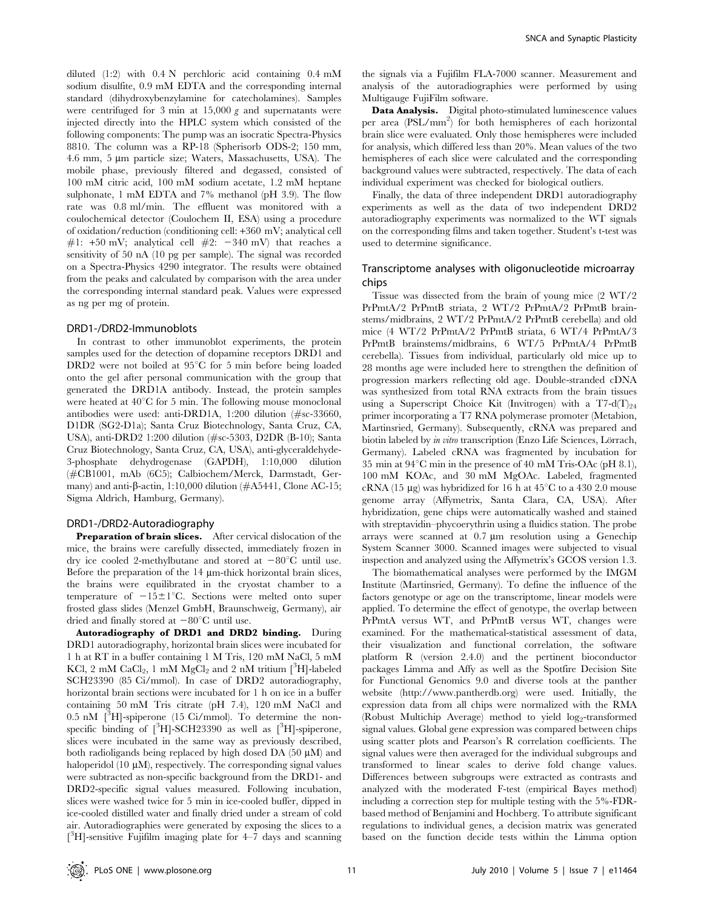diluted (1:2) with 0.4 N perchloric acid containing 0.4 mM sodium disulfite, 0.9 mM EDTA and the corresponding internal standard (dihydroxybenzylamine for catecholamines). Samples were centrifuged for 3 min at 15,000 *g* and supernatants were injected directly into the HPLC system which consisted of the following components: The pump was an isocratic Spectra-Physics 8810. The column was a RP-18 (Spherisorb ODS-2; 150 mm, 4.6 mm, 5 µm particle size; Waters, Massachusetts, USA). The mobile phase, previously filtered and degassed, consisted of 100 mM citric acid, 100 mM sodium acetate, 1.2 mM heptane sulphonate, 1 mM EDTA and 7% methanol (pH 3.9). The flow rate was 0.8 ml/min. The effluent was monitored with a coulochemical detector (Coulochem II, ESA) using a procedure of oxidation/reduction (conditioning cell: +360 mV; analytical cell #1: +50 mV; analytical cell #2: −340 mV) that reaches a sensitivity of 50 nA (10 pg per sample). The signal was recorded on a Spectra-Physics 4290 integrator. The results were obtained from the peaks and calculated by comparison with the area under the corresponding internal standard peak. Values were expressed as ng per mg of protein.

### DRD1-/DRD2-Immunoblots

In contrast to other immunoblot experiments, the protein samples used for the detection of dopamine receptors DRD1 and DRD2 were not boiled at 95°C for 5 min before being loaded onto the gel after personal communication with the group that generated the DRD1A antibody. Instead, the protein samples were heated at 40°C for 5 min. The following mouse monoclonal antibodies were used: anti-DRD1A, 1:200 dilution (#sc-33660, D1DR (SG2-D1a); Santa Cruz Biotechnology, Santa Cruz, CA, USA), anti-DRD2 1:200 dilution (#sc-5303, D2DR (B-10); Santa Cruz Biotechnology, Santa Cruz, CA, USA), anti-glyceraldehyde-3-phosphate dehydrogenase (GAPDH), 1:10,000 dilution (#CB1001, mAb (6C5); Calbiochem/Merck, Darmstadt, Germany) and anti-β-actin, 1:10,000 dilution (#A5441, Clone AC-15; Sigma Aldrich, Hamburg, Germany).

### DRD1-/DRD2-Autoradiography

**Preparation of brain slices.** After cervical dislocation of the mice, the brains were carefully dissected, immediately frozen in dry ice cooled 2-methylbutane and stored at −80°C until use. Before the preparation of the 14 µm-thick horizontal brain slices, the brains were equilibrated in the cryostat chamber to a temperature of −15±1°C. Sections were melted onto super frosted glass slides (Menzel GmbH, Braunschweig, Germany), air dried and finally stored at −80°C until use.

**Autoradiography of DRD1 and DRD2 binding.** During DRD1 autoradiography, horizontal brain slices were incubated for 1 h at RT in a buffer containing 1 M Tris, 120 mM NaCl, 5 mM KCl, 2 mM $CaCl_2$, 1 mM $MgCl_2$ and 2 nM tritium [$^3$H]-labeled SCH23390 (85 Ci/mmol). In case of DRD2 autoradiography, horizontal brain sections were incubated for 1 h on ice in a buffer containing 50 mM Tris citrate (pH 7.4), 120 mM NaCl and 0.5 nM [$^3$H]-spiperone (15 Ci/mmol). To determine the non-specific binding of [$^3$H]-SCH23390 as well as [$^3$H]-spiperone, slices were incubated in the same way as previously described, both radioligands being replaced by high dosed DA (50 µM) and haloperidol (10 µM), respectively. The corresponding signal values were subtracted as non-specific background from the DRD1- and DRD2-specific signal values measured. Following incubation, slices were washed twice for 5 min in ice-cooled buffer, dipped in ice-cooled distilled water and finally dried under a stream of cold air. Autoradiographies were generated by exposing the slices to a [$^3$H]-sensitive Fujifilm imaging plate for 4–7 days and scanning the signals via a Fujifilm FLA-7000 scanner. Measurement and analysis of the autoradiographies were performed by using Multigauge FujiFilm software.

**Data Analysis.** Digital photo-stimulated luminescence values per area (PSL/mm$^2$) for both hemispheres of each horizontal brain slice were evaluated. Only those hemispheres were included for analysis, which differed less than 20%. Mean values of the two hemispheres of each slice were calculated and the corresponding background values were subtracted, respectively. The data of each individual experiment was checked for biological outliers.

Finally, the data of three independent DRD1 autoradiography experiments as well as the data of two independent DRD2 autoradiography experiments was normalized to the WT signals on the corresponding films and taken together. Student's t-test was used to determine significance.

### Transcriptome analyses with oligonucleotide microarray chips

Tissue was dissected from the brain of young mice (2 WT/2 PrPmtA/2 PrPmtB striata, 2 WT/2 PrPmtA/2 PrPmtB brainstems/midbrains, 2 WT/2 PrPmtA/2 PrPmtB cerebella) and old mice (4 WT/2 PrPmtA/2 PrPmtB striata, 6 WT/4 PrPmtA/3 PrPmtB brainstems/midbrains, 6 WT/5 PrPmtA/4 PrPmtB cerebella). Tissues from individual, particularly old mice up to 28 months age were included here to strengthen the definition of progression markers reflecting old age. Double-stranded cDNA was synthesized from total RNA extracts from the brain tissues using a Superscript Choice Kit (Invitrogen) with a T7-d(T)$_{24}$ primer incorporating a T7 RNA polymerase promoter (Metabion, Martinsried, Germany). Subsequently, cRNA was prepared and biotin labeled by *in vitro* transcription (Enzo Life Sciences, Lörrach, Germany). Labeled cRNA was fragmented by incubation for 35 min at 94°C min in the presence of 40 mM Tris-OAc (pH 8.1), 100 mM KOAc, and 30 mM MgOAc. Labeled, fragmented cRNA (15 µg) was hybridized for 16 h at 45°C to a 430 2.0 mouse genome array (Affymetrix, Santa Clara, CA, USA). After hybridization, gene chips were automatically washed and stained with streptavidin–phycoerythrin using a fluidics station. The probe arrays were scanned at 0.7 µm resolution using a Genechip System Scanner 3000. Scanned images were subjected to visual inspection and analyzed using the Affymetrix's GCOS version 1.3.

The biomathematical analyses were performed by the IMGM Institute (Martinsried, Germany). To define the influence of the factors genotype or age on the transcriptome, linear models were applied. To determine the effect of genotype, the overlap between PrPmtA versus WT, and PrPmtB versus WT, changes were examined. For the mathematical-statistical assessment of data, their visualization and functional correlation, the software platform R (version 2.4.0) and the pertinent bioconductor packages Limma and Affy as well as the Spotfire Decision Site for Functional Genomics 9.0 and diverse tools at the panther website (http://www.pantherdb.org) were used. Initially, the expression data from all chips were normalized with the RMA (Robust Multichip Average) method to yield $\log_2$-transformed signal values. Global gene expression was compared between chips using scatter plots and Pearson's R correlation coefficients. The signal values were then averaged for the individual subgroups and transformed to linear scales to derive fold change values. Differences between subgroups were extracted as contrasts and analyzed with the moderated F-test (empirical Bayes method) including a correction step for multiple testing with the 5%-FDR-based method of Benjamini and Hochberg. To attribute significant regulations to individual genes, a decision matrix was generated based on the function decide tests within the Limma option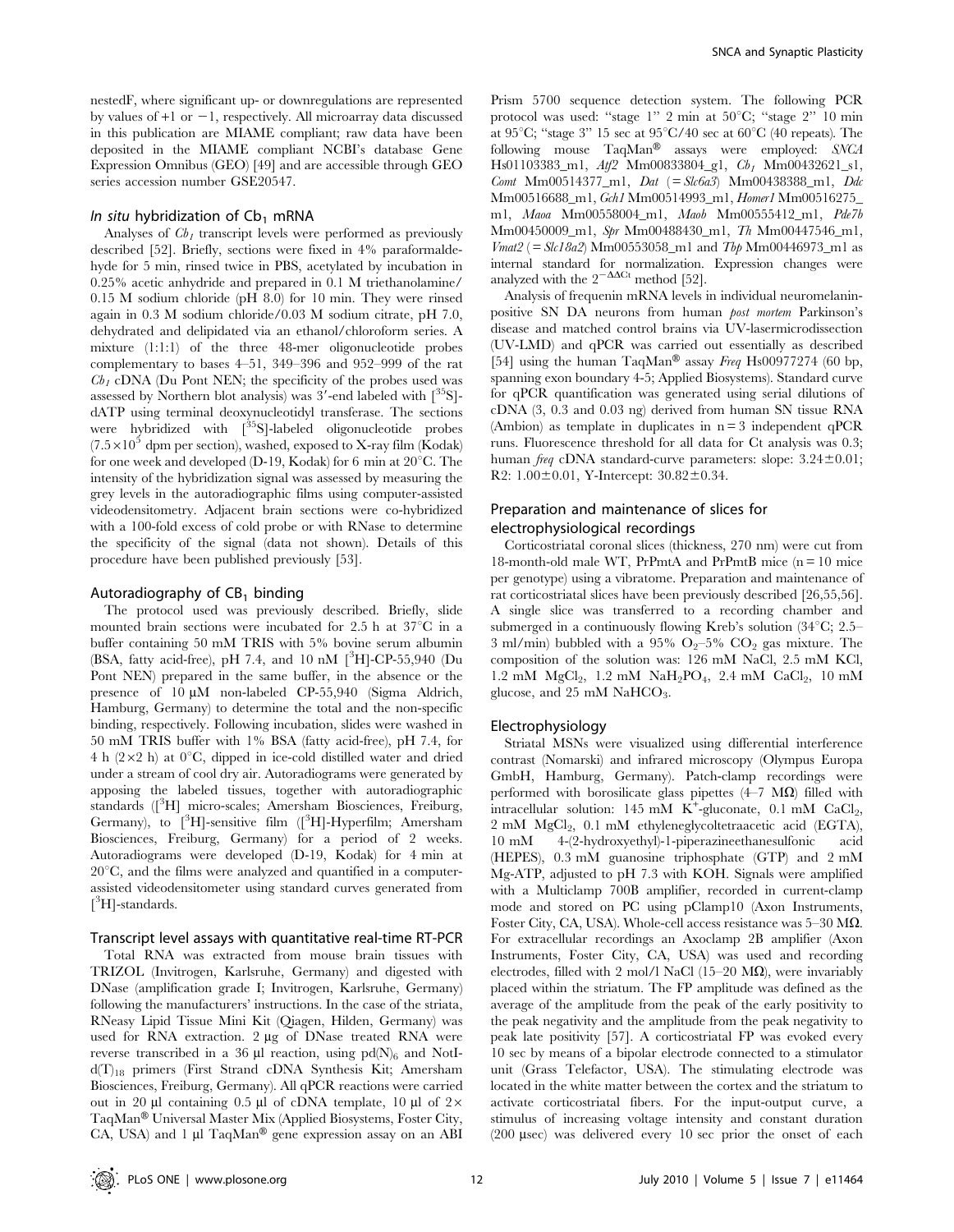nestedF, where significant up- or downregulations are represented by values of +1 or −1, respectively. All microarray data discussed in this publication are MIAME compliant; raw data have been deposited in the MIAME compliant NCBI's database Gene Expression Omnibus (GEO) [49] and are accessible through GEO series accession number GSE20547.

### *In situ* hybridization of $Cb_1$ mRNA

Analyses of $Cb_1$ transcript levels were performed as previously described [52]. Briefly, sections were fixed in 4% paraformaldehyde for 5 min, rinsed twice in PBS, acetylated by incubation in 0.25% acetic anhydride and prepared in 0.1 M triethanolamine/0.15 M sodium chloride (pH 8.0) for 10 min. They were rinsed again in 0.3 M sodium chloride/0.03 M sodium citrate, pH 7.0, dehydrated and delipidated via an ethanol/chloroform series. A mixture (1:1:1) of the three 48-mer oligonucleotide probes complementary to bases 4–51, 349–396 and 952–999 of the rat $Cb_1$ cDNA (Du Pont NEN; the specificity of the probes used was assessed by Northern blot analysis) was 3′-end labeled with [$^{35}$S]-dATP using terminal deoxynucleotidyl transferase. The sections were hybridized with [$^{35}$S]-labeled oligonucleotide probes ($7.5 \times 10^5$ dpm per section), washed, exposed to X-ray film (Kodak) for one week and developed (D-19, Kodak) for 6 min at 20°C. The intensity of the hybridization signal was assessed by measuring the grey levels in the autoradiographic films using computer-assisted videodensitometry. Adjacent brain sections were co-hybridized with a 100-fold excess of cold probe or with RNase to determine the specificity of the signal (data not shown). Details of this procedure have been published previously [53].

### Autoradiography of $CB_1$ binding

The protocol used was previously described. Briefly, slide mounted brain sections were incubated for 2.5 h at 37°C in a buffer containing 50 mM TRIS with 5% bovine serum albumin (BSA, fatty acid-free), pH 7.4, and 10 nM [$^3$H]-CP-55,940 (Du Pont NEN) prepared in the same buffer, in the absence or the presence of 10 µM non-labeled CP-55,940 (Sigma Aldrich, Hamburg, Germany) to determine the total and the non-specific binding, respectively. Following incubation, slides were washed in 50 mM TRIS buffer with 1% BSA (fatty acid-free), pH 7.4, for 4 h (2×2 h) at 0°C, dipped in ice-cold distilled water and dried under a stream of cool dry air. Autoradiograms were generated by apposing the labeled tissues, together with autoradiographic standards ([$^3$H] micro-scales; Amersham Biosciences, Freiburg, Germany), to [$^3$H]-sensitive film ([$^3$H]-Hyperfilm; Amersham Biosciences, Freiburg, Germany) for a period of 2 weeks. Autoradiograms were developed (D-19, Kodak) for 4 min at 20°C, and the films were analyzed and quantified in a computer-assisted videodensitometer using standard curves generated from [$^3$H]-standards.

### Transcript level assays with quantitative real-time RT-PCR

Total RNA was extracted from mouse brain tissues with TRIZOL (Invitrogen, Karlsruhe, Germany) and digested with DNase (amplification grade I; Invitrogen, Karlsruhe, Germany) following the manufacturers' instructions. In the case of the striata, RNeasy Lipid Tissue Mini Kit (Qiagen, Hilden, Germany) was used for RNA extraction. 2 µg of DNase treated RNA were reverse transcribed in a 36 µl reaction, using $pd(N)_6$ and NotI-$d(T)_{18}$ primers (First Strand cDNA Synthesis Kit; Amersham Biosciences, Freiburg, Germany). All qPCR reactions were carried out in 20 µl containing 0.5 µl of cDNA template, 10 µl of 2× TaqMan® Universal Master Mix (Applied Biosystems, Foster City, CA, USA) and 1 µl TaqMan® gene expression assay on an ABI Prism 5700 sequence detection system. The following PCR protocol was used: "stage 1" 2 min at 50°C; "stage 2" 10 min at 95°C; "stage 3" 15 sec at 95°C/40 sec at 60°C (40 repeats). The following mouse TaqMan® assays were employed: *SNCA* Hs01103383_m1, *Atf2* Mm00833804_g1, $Cb_1$ Mm00432621_s1, *Comt* Mm00514377_m1, *Dat* (= *Slc6a3*) Mm00438388_m1, *Ddc* Mm00516688_m1, *Gch1* Mm00514993_m1, *Homer1* Mm00516275_m1, *Maoa* Mm00558004_m1, *Maob* Mm00555412_m1, *Pde7b* Mm00450009_m1, *Spr* Mm00488430_m1, *Th* Mm00447546_m1, *Vmat2* (= *Slc18a2*) Mm00553058_m1 and *Tbp* Mm00446973_m1 as internal standard for normalization. Expression changes were analyzed with the $2^{-\Delta\Delta Ct}$ method [52].

Analysis of frequenin mRNA levels in individual neuromelanin-positive SN DA neurons from human *post mortem* Parkinson's disease and matched control brains via UV-lasermicrodissection (UV-LMD) and qPCR was carried out essentially as described [54] using the human TaqMan® assay *Freq* Hs00977274 (60 bp, spanning exon boundary 4-5; Applied Biosystems). Standard curve for qPCR quantification was generated using serial dilutions of cDNA (3, 0.3 and 0.03 ng) derived from human SN tissue RNA (Ambion) as template in duplicates in n = 3 independent qPCR runs. Fluorescence threshold for all data for Ct analysis was 0.3; human *freq* cDNA standard-curve parameters: slope: 3.24±0.01; R2: 1.00±0.01, Y-Intercept: 30.82±0.34.

### Preparation and maintenance of slices for electrophysiological recordings

Corticostriatal coronal slices (thickness, 270 nm) were cut from 18-month-old male WT, PrPmtA and PrPmtB mice (n = 10 mice per genotype) using a vibratome. Preparation and maintenance of rat corticostriatal slices have been previously described [26,55,56]. A single slice was transferred to a recording chamber and submerged in a continuously flowing Kreb's solution (34°C; 2.5–3 ml/min) bubbled with a 95% $O_2$–5% $CO_2$ gas mixture. The composition of the solution was: 126 mM NaCl, 2.5 mM KCl, 1.2 mM $MgCl_2$, 1.2 mM $NaH_2PO_4$, 2.4 mM $CaCl_2$, 10 mM glucose, and 25 mM $NaHCO_3$.

### Electrophysiology

Striatal MSNs were visualized using differential interference contrast (Nomarski) and infrared microscopy (Olympus Europa GmbH, Hamburg, Germany). Patch-clamp recordings were performed with borosilicate glass pipettes (4–7 MΩ) filled with intracellular solution: 145 mM $K^+$-gluconate, 0.1 mM $CaCl_2$, 2 mM $MgCl_2$, 0.1 mM ethyleneglycoltetraacetic acid (EGTA), 10 mM 4-(2-hydroxyethyl)-1-piperazineethanesulfonic acid (HEPES), 0.3 mM guanosine triphosphate (GTP) and 2 mM Mg-ATP, adjusted to pH 7.3 with KOH. Signals were amplified with a Multiclamp 700B amplifier, recorded in current-clamp mode and stored on PC using pClamp10 (Axon Instruments, Foster City, CA, USA). Whole-cell access resistance was 5–30 MΩ. For extracellular recordings an Axoclamp 2B amplifier (Axon Instruments, Foster City, CA, USA) was used and recording electrodes, filled with 2 mol/l NaCl (15–20 MΩ), were invariably placed within the striatum. The FP amplitude was defined as the average of the amplitude from the peak of the early positivity to the peak negativity and the amplitude from the peak negativity to peak late positivity [57]. A corticostriatal FP was evoked every 10 sec by means of a bipolar electrode connected to a stimulator unit (Grass Telefactor, USA). The stimulating electrode was located in the white matter between the cortex and the striatum to activate corticostriatal fibers. For the input-output curve, a stimulus of increasing voltage intensity and constant duration (200 µsec) was delivered every 10 sec prior the onset of each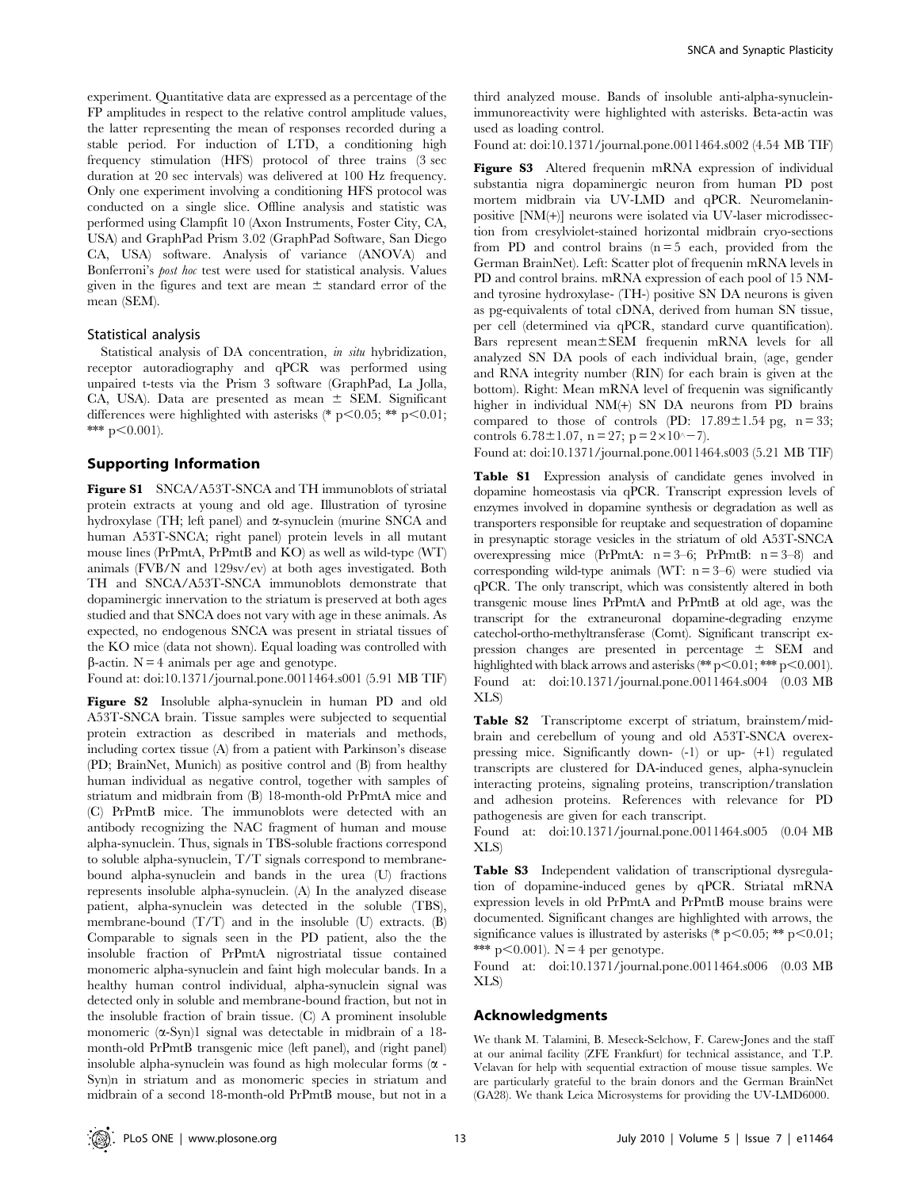experiment. Quantitative data are expressed as a percentage of the FP amplitudes in respect to the relative control amplitude values, the latter representing the mean of responses recorded during a stable period. For induction of LTD, a conditioning high frequency stimulation (HFS) protocol of three trains (3 sec duration at 20 sec intervals) was delivered at 100 Hz frequency. Only one experiment involving a conditioning HFS protocol was conducted on a single slice. Offline analysis and statistic was performed using Clampfit 10 (Axon Instruments, Foster City, CA, USA) and GraphPad Prism 3.02 (GraphPad Software, San Diego CA, USA) software. Analysis of variance (ANOVA) and Bonferroni's *post hoc* test were used for statistical analysis. Values given in the figures and text are mean $\pm$ standard error of the mean (SEM).

### Statistical analysis

Statistical analysis of DA concentration, *in situ* hybridization, receptor autoradiography and qPCR was performed using unpaired t-tests via the Prism 3 software (GraphPad, La Jolla, CA, USA). Data are presented as mean $\pm$ SEM. Significant differences were highlighted with asterisks (* $p<0.05$; ** $p<0.01$; *** $p<0.001$).

## Supporting Information

**Figure S1** SNCA/A53T-SNCA and TH immunoblots of striatal protein extracts at young and old age. Illustration of tyrosine hydroxylase (TH; left panel) and α-synuclein (murine SNCA and human A53T-SNCA; right panel) protein levels in all mutant mouse lines (PrPmtA, PrPmtB and KO) as well as wild-type (WT) animals (FVB/N and 129sv/ev) at both ages investigated. Both TH and SNCA/A53T-SNCA immunoblots demonstrate that dopaminergic innervation to the striatum is preserved at both ages studied and that SNCA does not vary with age in these animals. As expected, no endogenous SNCA was present in striatal tissues of the KO mice (data not shown). Equal loading was controlled with β-actin. N = 4 animals per age and genotype.

Found at: doi:10.1371/journal.pone.0011464.s001 (5.91 MB TIF)

**Figure S2** Insoluble alpha-synuclein in human PD and old A53T-SNCA brain. Tissue samples were subjected to sequential protein extraction as described in materials and methods, including cortex tissue (A) from a patient with Parkinson's disease (PD; BrainNet, Munich) as positive control and (B) from healthy human individual as negative control, together with samples of striatum and midbrain from (B) 18-month-old PrPmtA mice and (C) PrPmtB mice. The immunoblots were detected with an antibody recognizing the NAC fragment of human and mouse alpha-synuclein. Thus, signals in TBS-soluble fractions correspond to soluble alpha-synuclein, T/T signals correspond to membrane-bound alpha-synuclein and bands in the urea (U) fractions represents insoluble alpha-synuclein. (A) In the analyzed disease patient, alpha-synuclein was detected in the soluble (TBS), membrane-bound (T/T) and in the insoluble (U) extracts. (B) Comparable to signals seen in the PD patient, also the the insoluble fraction of PrPmtA nigrostriatal tissue contained monomeric alpha-synuclein and faint high molecular bands. In a healthy human control individual, alpha-synuclein signal was detected only in soluble and membrane-bound fraction, but not in the insoluble fraction of brain tissue. (C) A prominent insoluble monomeric (α-Syn)1 signal was detectable in midbrain of a 18-month-old PrPmtB transgenic mice (left panel), and (right panel) insoluble alpha-synuclein was found as high molecular forms (α - Syn)n in striatum and as monomeric species in striatum and midbrain of a second 18-month-old PrPmtB mouse, but not in a third analyzed mouse. Bands of insoluble anti-alpha-synuclein-immunoreactivity were highlighted with asterisks. Beta-actin was used as loading control.

Found at: doi:10.1371/journal.pone.0011464.s002 (4.54 MB TIF)

**Figure S3** Altered frequenin mRNA expression of individual substantia nigra dopaminergic neuron from human PD post mortem midbrain via UV-LMD and qPCR. Neuromelanin-positive [NM(+)] neurons were isolated via UV-laser microdissection from cresylviolet-stained horizontal midbrain cryo-sections from PD and control brains (n = 5 each, provided from the German BrainNet). Left: Scatter plot of frequenin mRNA levels in PD and control brains. mRNA expression of each pool of 15 NM- and tyrosine hydroxylase- (TH-) positive SN DA neurons is given as pg-equivalents of total cDNA, derived from human SN tissue, per cell (determined via qPCR, standard curve quantification). Bars represent mean±SEM frequenin mRNA levels for all analyzed SN DA pools of each individual brain, (age, gender and RNA integrity number (RIN) for each brain is given at the bottom). Right: Mean mRNA level of frequenin was significantly higher in individual NM(+) SN DA neurons from PD brains compared to those of controls (PD: 17.89±1.54 pg, n = 33; controls 6.78±1.07, n = 27; p = 2×10^−7).

Found at: doi:10.1371/journal.pone.0011464.s003 (5.21 MB TIF)

**Table S1** Expression analysis of candidate genes involved in dopamine homeostasis via qPCR. Transcript expression levels of enzymes involved in dopamine synthesis or degradation as well as transporters responsible for reuptake and sequestration of dopamine in presynaptic storage vesicles in the striatum of old A53T-SNCA overexpressing mice (PrPmtA: n = 3–6; PrPmtB: n = 3–8) and corresponding wild-type animals (WT: n = 3–6) were studied via qPCR. The only transcript, which was consistently altered in both transgenic mouse lines PrPmtA and PrPmtB at old age, was the transcript for the extraneuronal dopamine-degrading enzyme catechol-ortho-methyltransferase (Comt). Significant transcript expression changes are presented in percentage $\pm$ SEM and highlighted with black arrows and asterisks (** $p<0.01$; *** $p<0.001$).

Found at: doi:10.1371/journal.pone.0011464.s004 (0.03 MB XLS)

**Table S2** Transcriptome excerpt of striatum, brainstem/midbrain and cerebellum of young and old A53T-SNCA overexpressing mice. Significantly down- (-1) or up- (+1) regulated transcripts are clustered for DA-induced genes, alpha-synuclein interacting proteins, signaling proteins, transcription/translation and adhesion proteins. References with relevance for PD pathogenesis are given for each transcript.

Found at: doi:10.1371/journal.pone.0011464.s005 (0.04 MB XLS)

**Table S3** Independent validation of transcriptional dysregulation of dopamine-induced genes by qPCR. Striatal mRNA expression levels in old PrPmtA and PrPmtB mouse brains were documented. Significant changes are highlighted with arrows, the significance values is illustrated by asterisks (* $p<0.05$; ** $p<0.01$; *** $p<0.001$). N = 4 per genotype.

Found at: doi:10.1371/journal.pone.0011464.s006 (0.03 MB XLS)

## Acknowledgments

We thank M. Talamini, B. Meseck-Selchow, F. Carew-Jones and the staff at our animal facility (ZFE Frankfurt) for technical assistance, and T.P. Velavan for help with sequential extraction of mouse tissue samples. We are particularly grateful to the brain donors and the German BrainNet (GA28). We thank Leica Microsystems for providing the UV-LMD6000.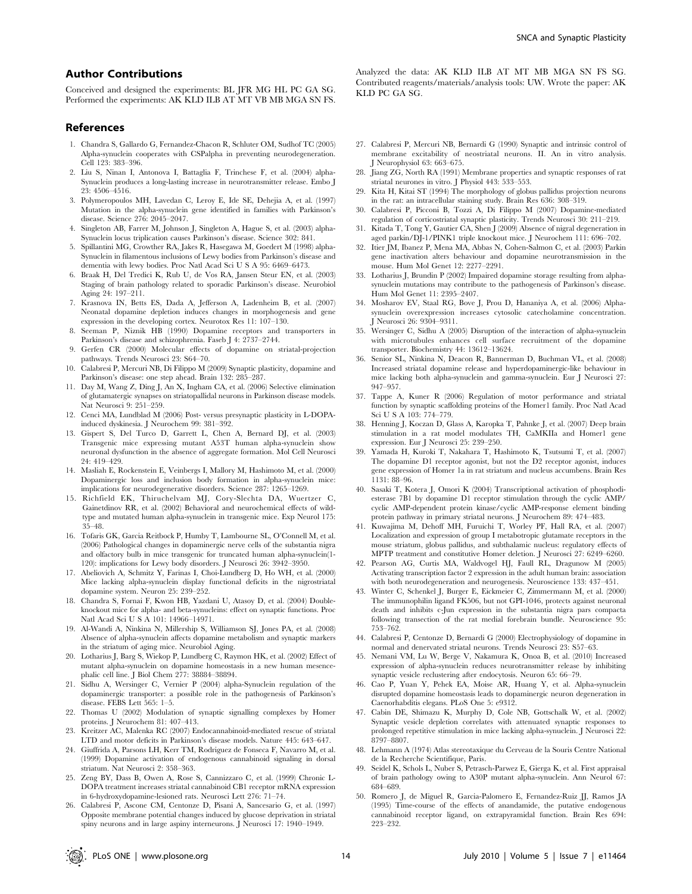## Author Contributions

Conceived and designed the experiments: BL JFR MG HL PC GA SG. Performed the experiments: AK KLD ILB AT MT VB MB MGA SN FS. Analyzed the data: AK KLD ILB AT MT MB MGA SN FS SG. Contributed reagents/materials/analysis tools: UW. Wrote the paper: AK KLD PC GA SG.

## References

1. Chandra S, Gallardo G, Fernandez-Chacon R, Schluter OM, Sudhof TC (2005) Alpha-synuclein cooperates with CSPalpha in preventing neurodegeneration. Cell 123: 383–396.
2. Liu S, Ninan I, Antonova I, Battaglia F, Trinchese F, et al. (2004) alpha-Synuclein produces a long-lasting increase in neurotransmitter release. Embo J 23: 4506–4516.
3. Polymeropoulos MH, Lavedan C, Leroy E, Ide SE, Dehejia A, et al. (1997) Mutation in the alpha-synuclein gene identified in families with Parkinson's disease. Science 276: 2045–2047.
4. Singleton AB, Farrer M, Johnson J, Singleton A, Hague S, et al. (2003) alpha-Synuclein locus triplication causes Parkinson's disease. Science 302: 841.
5. Spillantini MG, Crowther RA, Jakes R, Hasegawa M, Goedert M (1998) alpha-Synuclein in filamentous inclusions of Lewy bodies from Parkinson's disease and dementia with lewy bodies. Proc Natl Acad Sci U S A 95: 6469–6473.
6. Braak H, Del Tredici K, Rub U, de Vos RA, Jansen Steur EN, et al. (2003) Staging of brain pathology related to sporadic Parkinson's disease. Neurobiol Aging 24: 197–211.
7. Krasnova IN, Betts ES, Dada A, Jefferson A, Ladenheim B, et al. (2007) Neonatal dopamine depletion induces changes in morphogenesis and gene expression in the developing cortex. Neurotox Res 11: 107–130.
8. Seeman P, Niznik HB (1990) Dopamine receptors and transporters in Parkinson's disease and schizophrenia. Faseb J 4: 2737–2744.
9. Gerfen CR (2000) Molecular effects of dopamine on striatal-projection pathways. Trends Neurosci 23: S64–70.
10. Calabresi P, Mercuri NB, Di Filippo M (2009) Synaptic plasticity, dopamine and Parkinson's disease: one step ahead. Brain 132: 285–287.
11. Day M, Wang Z, Ding J, An X, Ingham CA, et al. (2006) Selective elimination of glutamatergic synapses on striatopallidal neurons in Parkinson disease models. Nat Neurosci 9: 251–259.
12. Cenci MA, Lundblad M (2006) Post- versus presynaptic plasticity in L-DOPA-induced dyskinesia. J Neurochem 99: 381–392.
13. Gispert S, Del Turco D, Garrett L, Chen A, Bernard DJ, et al. (2003) Transgenic mice expressing mutant A53T human alpha-synuclein show neuronal dysfunction in the absence of aggregate formation. Mol Cell Neurosci 24: 419–429.
14. Masliah E, Rockenstein E, Veinbergs I, Mallory M, Hashimoto M, et al. (2000) Dopaminergic loss and inclusion body formation in alpha-synuclein mice: implications for neurodegenerative disorders. Science 287: 1265–1269.
15. Richfield EK, Thiruchelvam MJ, Cory-Slechta DA, Wuertzer C, Gainetdinov RR, et al. (2002) Behavioral and neurochemical effects of wild-type and mutated human alpha-synuclein in transgenic mice. Exp Neurol 175: 35–48.
16. Tofaris GK, Garcia Reitbock P, Humby T, Lambourne SL, O'Connell M, et al. (2006) Pathological changes in dopaminergic nerve cells of the substantia nigra and olfactory bulb in mice transgenic for truncated human alpha-synuclein(1-120): implications for Lewy body disorders. J Neurosci 26: 3942–3950.
17. Abeliovich A, Schmitz Y, Farinas I, Choi-Lundberg D, Ho WH, et al. (2000) Mice lacking alpha-synuclein display functional deficits in the nigrostriatal dopamine system. Neuron 25: 239–252.
18. Chandra S, Fornai F, Kwon HB, Yazdani U, Atasoy D, et al. (2004) Double-knockout mice for alpha- and beta-synucleins: effect on synaptic functions. Proc Natl Acad Sci U S A 101: 14966–14971.
19. Al-Wandi A, Ninkina N, Millership S, Williamson SJ, Jones PA, et al. (2008) Absence of alpha-synuclein affects dopamine metabolism and synaptic markers in the striatum of aging mice. Neurobiol Aging.
20. Lotharius J, Barg S, Wiekop P, Lundberg C, Raymon HK, et al. (2002) Effect of mutant alpha-synuclein on dopamine homeostasis in a new human mesencephalic cell line. J Biol Chem 277: 38884–38894.
21. Sidhu A, Wersinger C, Vernier P (2004) alpha-Synuclein regulation of the dopaminergic transporter: a possible role in the pathogenesis of Parkinson's disease. FEBS Lett 565: 1–5.
22. Thomas U (2002) Modulation of synaptic signalling complexes by Homer proteins. J Neurochem 81: 407–413.
23. Kreitzer AC, Malenka RC (2007) Endocannabinoid-mediated rescue of striatal LTD and motor deficits in Parkinson's disease models. Nature 445: 643–647.
24. Giuffrida A, Parsons LH, Kerr TM, Rodriguez de Fonseca F, Navarro M, et al. (1999) Dopamine activation of endogenous cannabinoid signaling in dorsal striatum. Nat Neurosci 2: 358–363.
25. Zeng BY, Dass B, Owen A, Rose S, Cannizzaro C, et al. (1999) Chronic L-DOPA treatment increases striatal cannabinoid CB1 receptor mRNA expression in 6-hydroxydopamine-lesioned rats. Neurosci Lett 276: 71–74.
26. Calabresi P, Ascone CM, Centonze D, Pisani A, Sancesario G, et al. (1997) Opposite membrane potential changes induced by glucose deprivation in striatal spiny neurons and in large aspiny interneurons. J Neurosci 17: 1940–1949.
27. Calabresi P, Mercuri NB, Bernardi G (1990) Synaptic and intrinsic control of membrane excitability of neostriatal neurons. II. An in vitro analysis. J Neurophysiol 63: 663–675.
28. Jiang ZG, North RA (1991) Membrane properties and synaptic responses of rat striatal neurones in vitro. J Physiol 443: 533–553.
29. Kita H, Kitai ST (1994) The morphology of globus pallidus projection neurons in the rat: an intracellular staining study. Brain Res 636: 308–319.
30. Calabresi P, Picconi B, Tozzi A, Di Filippo M (2007) Dopamine-mediated regulation of corticostriatal synaptic plasticity. Trends Neurosci 30: 211–219.
31. Kitada T, Tong Y, Gautier CA, Shen J (2009) Absence of nigral degeneration in aged parkin/DJ-1/PINK1 triple knockout mice. J Neurochem 111: 696–702.
32. Itier JM, Ibanez P, Mena MA, Abbas N, Cohen-Salmon C, et al. (2003) Parkin gene inactivation alters behaviour and dopamine neurotransmission in the mouse. Hum Mol Genet 12: 2277–2291.
33. Lotharius J, Brundin P (2002) Impaired dopamine storage resulting from alpha-synuclein mutations may contribute to the pathogenesis of Parkinson's disease. Hum Mol Genet 11: 2395–2407.
34. Mosharov EV, Staal RG, Bove J, Prou D, Hananiya A, et al. (2006) Alpha-synuclein overexpression increases cytosolic catecholamine concentration. J Neurosci 26: 9304–9311.
35. Wersinger C, Sidhu A (2005) Disruption of the interaction of alpha-synuclein with microtubules enhances cell surface recruitment of the dopamine transporter. Biochemistry 44: 13612–13624.
36. Senior SL, Ninkina N, Deacon R, Bannerman D, Buchman VL, et al. (2008) Increased striatal dopamine release and hyperdopaminergic-like behaviour in mice lacking both alpha-synuclein and gamma-synuclein. Eur J Neurosci 27: 947–957.
37. Tappe A, Kuner R (2006) Regulation of motor performance and striatal function by synaptic scaffolding proteins of the Homer1 family. Proc Natl Acad Sci U S A 103: 774–779.
38. Henning J, Koczan D, Glass A, Karopka T, Pahnke J, et al. (2007) Deep brain stimulation in a rat model modulates TH, CaMKIIa and Homer1 gene expression. Eur J Neurosci 25: 239–250.
39. Yamada H, Kuroki T, Nakahara T, Hashimoto K, Tsutsumi T, et al. (2007) The dopamine D1 receptor agonist, but not the D2 receptor agonist, induces gene expression of Homer 1a in rat striatum and nucleus accumbens. Brain Res 1131: 88–96.
40. Sasaki T, Kotera J, Omori K (2004) Transcriptional activation of phosphodiesterase 7B1 by dopamine D1 receptor stimulation through the cyclic AMP/cyclic AMP-dependent protein kinase/cyclic AMP-response element binding protein pathway in primary striatal neurons. J Neurochem 89: 474–483.
41. Kuwajima M, Dehoff MH, Furuichi T, Worley PF, Hall RA, et al. (2007) Localization and expression of group I metabotropic glutamate receptors in the mouse striatum, globus pallidus, and subthalamic nucleus: regulatory effects of MPTP treatment and constitutive Homer deletion. J Neurosci 27: 6249–6260.
42. Pearson AG, Curtis MA, Waldvogel HJ, Faull RL, Dragunow M (2005) Activating transcription factor 2 expression in the adult human brain: association with both neurodegeneration and neurogenesis. Neuroscience 133: 437–451.
43. Winter C, Schenkel J, Burger E, Eickmeier C, Zimmermann M, et al. (2000) The immunophilin ligand FK506, but not GPI-1046, protects against neuronal death and inhibits c-Jun expression in the substantia nigra pars compacta following transection of the rat medial forebrain bundle. Neuroscience 95: 753–762.
44. Calabresi P, Centonze D, Bernardi G (2000) Electrophysiology of dopamine in normal and denervated striatal neurons. Trends Neurosci 23: S57–63.
45. Nemani VM, Lu W, Berge V, Nakamura K, Onoa B, et al. (2010) Increased expression of alpha-synuclein reduces neurotransmitter release by inhibiting synaptic vesicle reclustering after endocytosis. Neuron 65: 66–79.
46. Cao P, Yuan Y, Pehek EA, Moise AR, Huang Y, et al. Alpha-synuclein disrupted dopamine homeostasis leads to dopaminergic neuron degeneration in Caenorhabditis elegans. PLoS One 5: e9312.
47. Cabin DE, Shimazu K, Murphy D, Cole NB, Gottschalk W, et al. (2002) Synaptic vesicle depletion correlates with attenuated synaptic responses to prolonged repetitive stimulation in mice lacking alpha-synuclein. J Neurosci 22: 8797–8807.
48. Lehmann A (1974) Atlas stereotaxique du Cerveau de la Souris Centre National de la Recherche Scientifique, Paris.
49. Seidel K, Schols L, Nuber S, Petrasch-Parwez E, Gierga K, et al. First appraisal of brain pathology owing to A30P mutant alpha-synuclein. Ann Neurol 67: 684–689.
50. Romero J, de Miguel R, Garcia-Palomero E, Fernandez-Ruiz JJ, Ramos JA (1995) Time-course of the effects of anandamide, the putative endogenous cannabinoid receptor ligand, on extrapyramidal function. Brain Res 694: 223–232.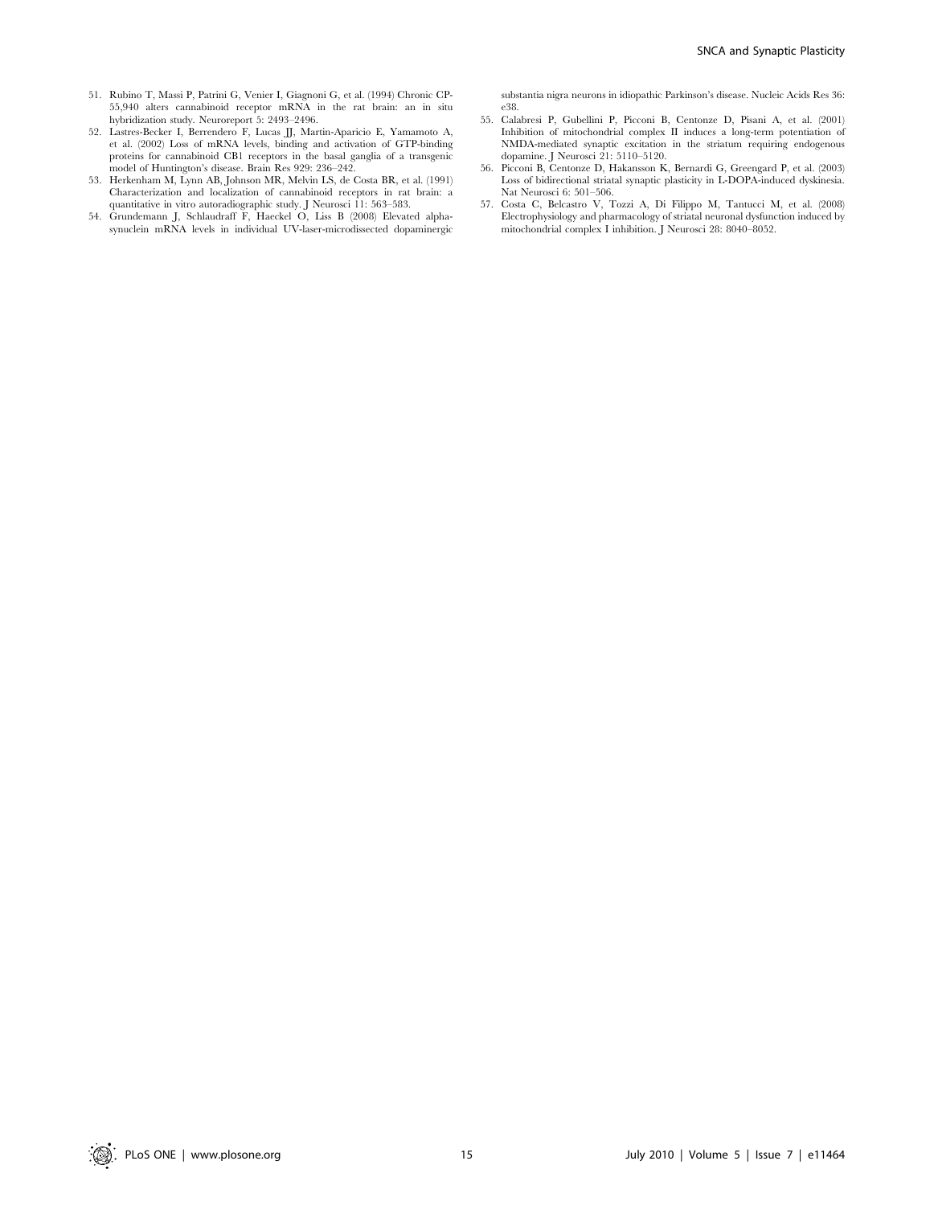51. Rubino T, Massi P, Patrini G, Venier I, Giagnoni G, et al. (1994) Chronic CP-55,940 alters cannabinoid receptor mRNA in the rat brain: an in situ hybridization study. Neuroreport 5: 2493–2496.
52. Lastres-Becker I, Berrendero F, Lucas JJ, Martin-Aparicio E, Yamamoto A, et al. (2002) Loss of mRNA levels, binding and activation of GTP-binding proteins for cannabinoid CB1 receptors in the basal ganglia of a transgenic model of Huntington's disease. Brain Res 929: 236–242.
53. Herkenham M, Lynn AB, Johnson MR, Melvin LS, de Costa BR, et al. (1991) Characterization and localization of cannabinoid receptors in rat brain: a quantitative in vitro autoradiographic study. J Neurosci 11: 563–583.
54. Grundemann J, Schlaudraff F, Haeckel O, Liss B (2008) Elevated alpha-synuclein mRNA levels in individual UV-laser-microdissected dopaminergic substantia nigra neurons in idiopathic Parkinson's disease. Nucleic Acids Res 36: e38.
55. Calabresi P, Gubellini P, Picconi B, Centonze D, Pisani A, et al. (2001) Inhibition of mitochondrial complex II induces a long-term potentiation of NMDA-mediated synaptic excitation in the striatum requiring endogenous dopamine. J Neurosci 21: 5110–5120.
56. Picconi B, Centonze D, Hakansson K, Bernardi G, Greengard P, et al. (2003) Loss of bidirectional striatal synaptic plasticity in L-DOPA-induced dyskinesia. Nat Neurosci 6: 501–506.
57. Costa C, Belcastro V, Tozzi A, Di Filippo M, Tantucci M, et al. (2008) Electrophysiology and pharmacology of striatal neuronal dysfunction induced by mitochondrial complex I inhibition. J Neurosci 28: 8040–8052.